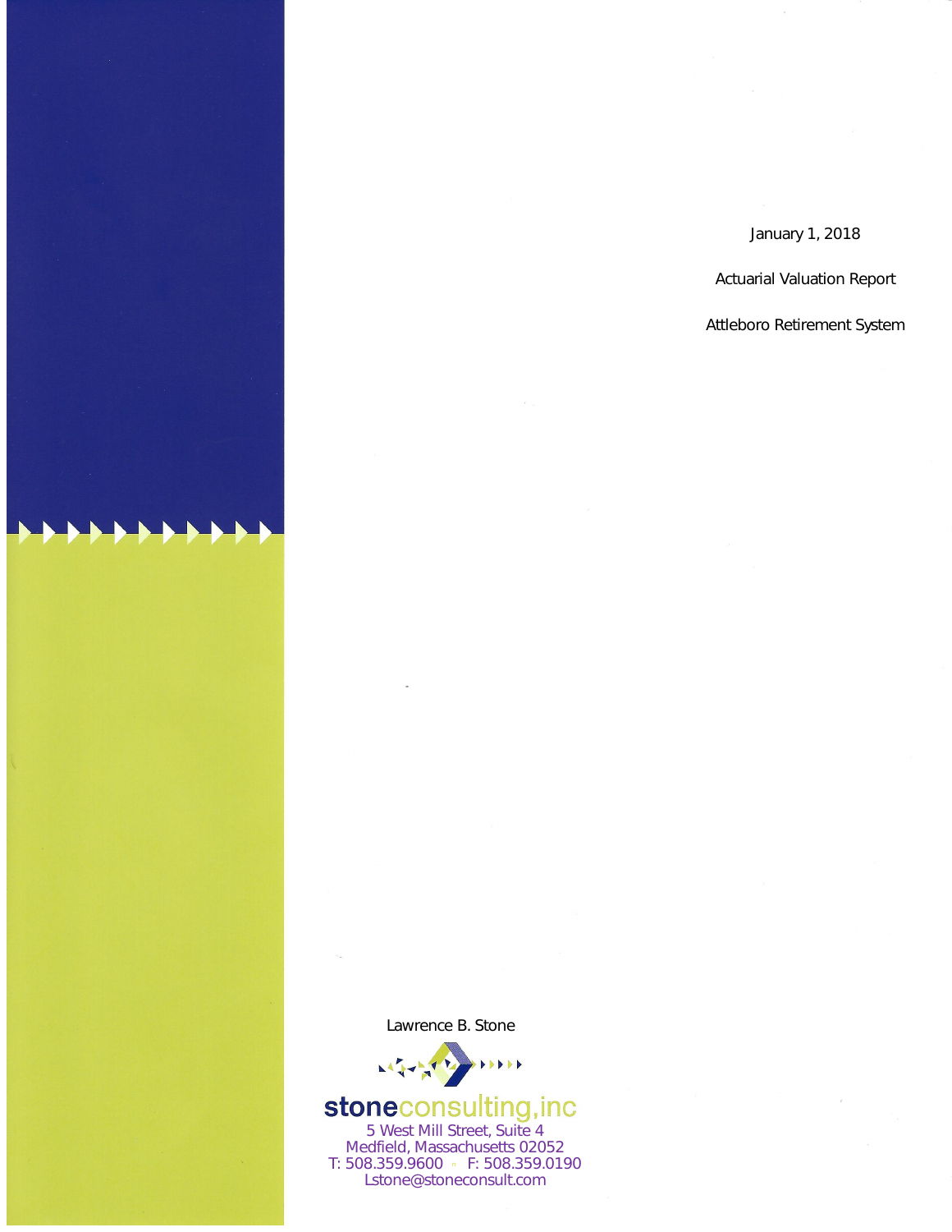January 1, 2018

Actuarial Valuation Report

Attleboro Retirement System

Lawrence B. Stone

**stone**consulting,inc

5 West Mill Street, Suite 4
Medfield, Massachusetts 02052
T: 508.359.9600 ▫ F: 508.359.0190
Lstone@stoneconsult.com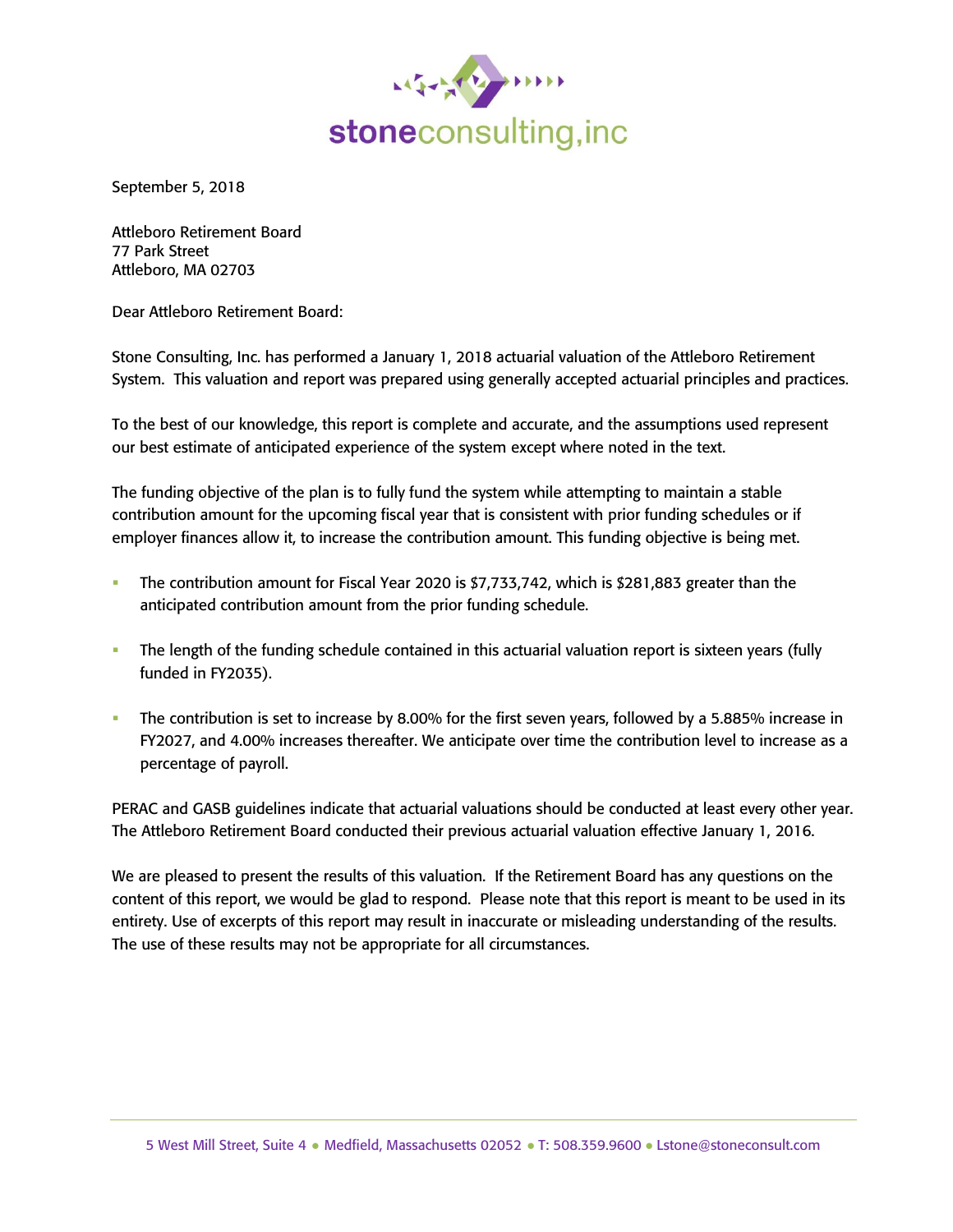September 5, 2018

Attleboro Retirement Board
77 Park Street
Attleboro, MA 02703

Dear Attleboro Retirement Board:

Stone Consulting, Inc. has performed a January 1, 2018 actuarial valuation of the Attleboro Retirement System. This valuation and report was prepared using generally accepted actuarial principles and practices.

To the best of our knowledge, this report is complete and accurate, and the assumptions used represent our best estimate of anticipated experience of the system except where noted in the text.

The funding objective of the plan is to fully fund the system while attempting to maintain a stable contribution amount for the upcoming fiscal year that is consistent with prior funding schedules or if employer finances allow it, to increase the contribution amount. This funding objective is being met.

- The contribution amount for Fiscal Year 2020 is $7,733,742, which is $281,883 greater than the anticipated contribution amount from the prior funding schedule.
- The length of the funding schedule contained in this actuarial valuation report is sixteen years (fully funded in FY2035).
- The contribution is set to increase by 8.00% for the first seven years, followed by a 5.885% increase in FY2027, and 4.00% increases thereafter. We anticipate over time the contribution level to increase as a percentage of payroll.

PERAC and GASB guidelines indicate that actuarial valuations should be conducted at least every other year. The Attleboro Retirement Board conducted their previous actuarial valuation effective January 1, 2016.

We are pleased to present the results of this valuation. If the Retirement Board has any questions on the content of this report, we would be glad to respond. Please note that this report is meant to be used in its entirety. Use of excerpts of this report may result in inaccurate or misleading understanding of the results. The use of these results may not be appropriate for all circumstances.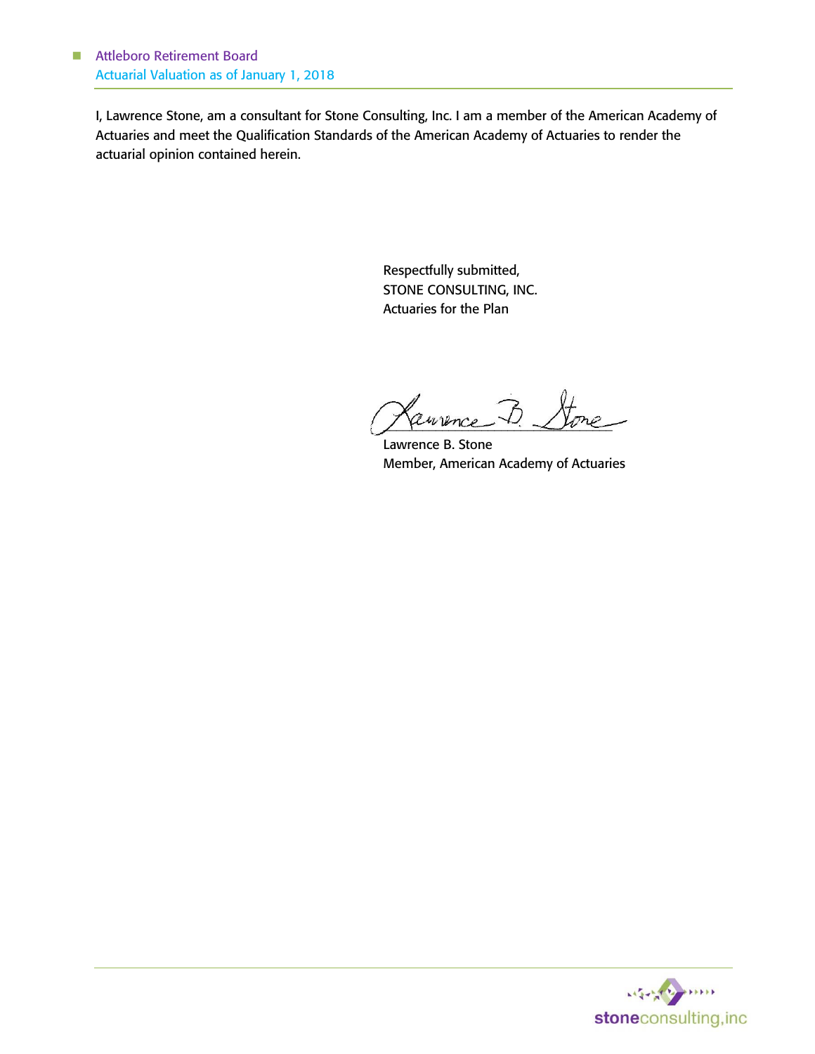I, Lawrence Stone, am a consultant for Stone Consulting, Inc. I am a member of the American Academy of Actuaries and meet the Qualification Standards of the American Academy of Actuaries to render the actuarial opinion contained herein.

Respectfully submitted,
STONE CONSULTING, INC.
Actuaries for the Plan

Lawrence B. Stone
Member, American Academy of Actuaries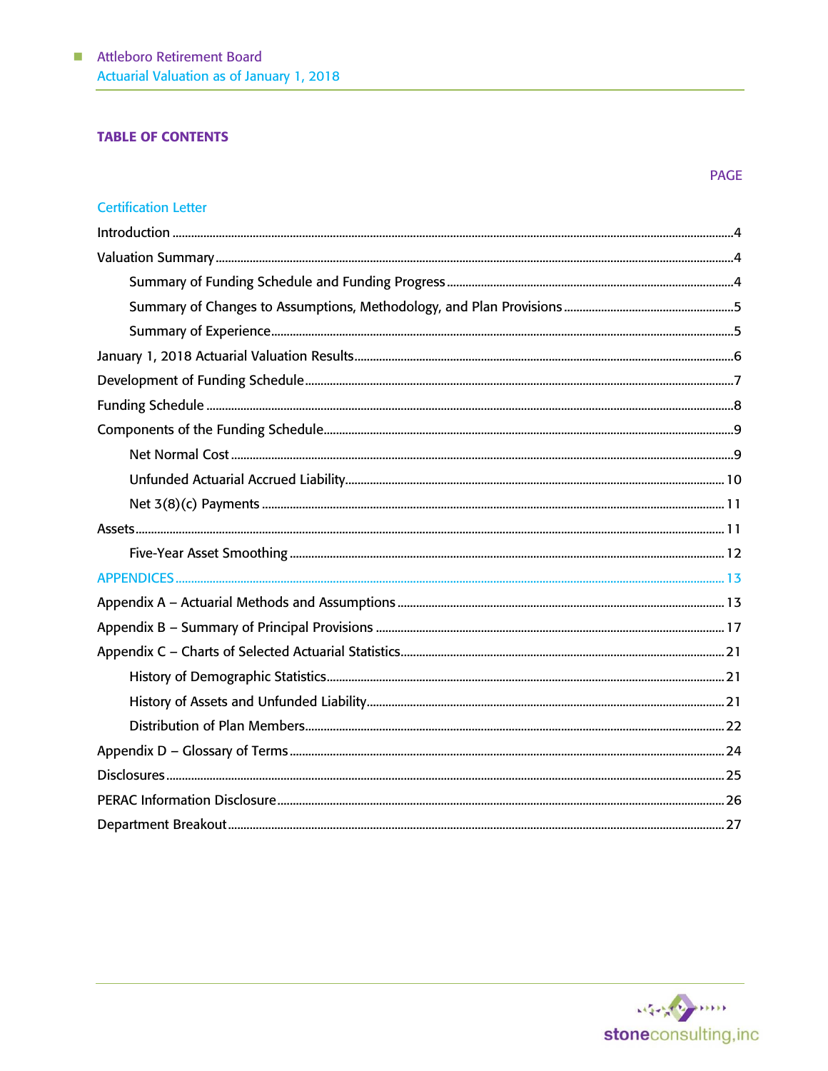## TABLE OF CONTENTS

| | PAGE |
|---|---|
| Certification Letter | |
| Introduction | 4 |
| Valuation Summary | 4 |
| Summary of Funding Schedule and Funding Progress | 4 |
| Summary of Changes to Assumptions, Methodology, and Plan Provisions | 5 |
| Summary of Experience | 5 |
| January 1, 2018 Actuarial Valuation Results | 6 |
| Development of Funding Schedule | 7 |
| Funding Schedule | 8 |
| Components of the Funding Schedule | 9 |
| Net Normal Cost | 9 |
| Unfunded Actuarial Accrued Liability | 10 |
| Net 3(8)(c) Payments | 11 |
| Assets | 11 |
| Five-Year Asset Smoothing | 12 |
| APPENDICES | 13 |
| Appendix A – Actuarial Methods and Assumptions | 13 |
| Appendix B – Summary of Principal Provisions | 17 |
| Appendix C – Charts of Selected Actuarial Statistics | 21 |
| History of Demographic Statistics | 21 |
| History of Assets and Unfunded Liability | 21 |
| Distribution of Plan Members | 22 |
| Appendix D – Glossary of Terms | 24 |
| Disclosures | 25 |
| PERAC Information Disclosure | 26 |
| Department Breakout | 27 |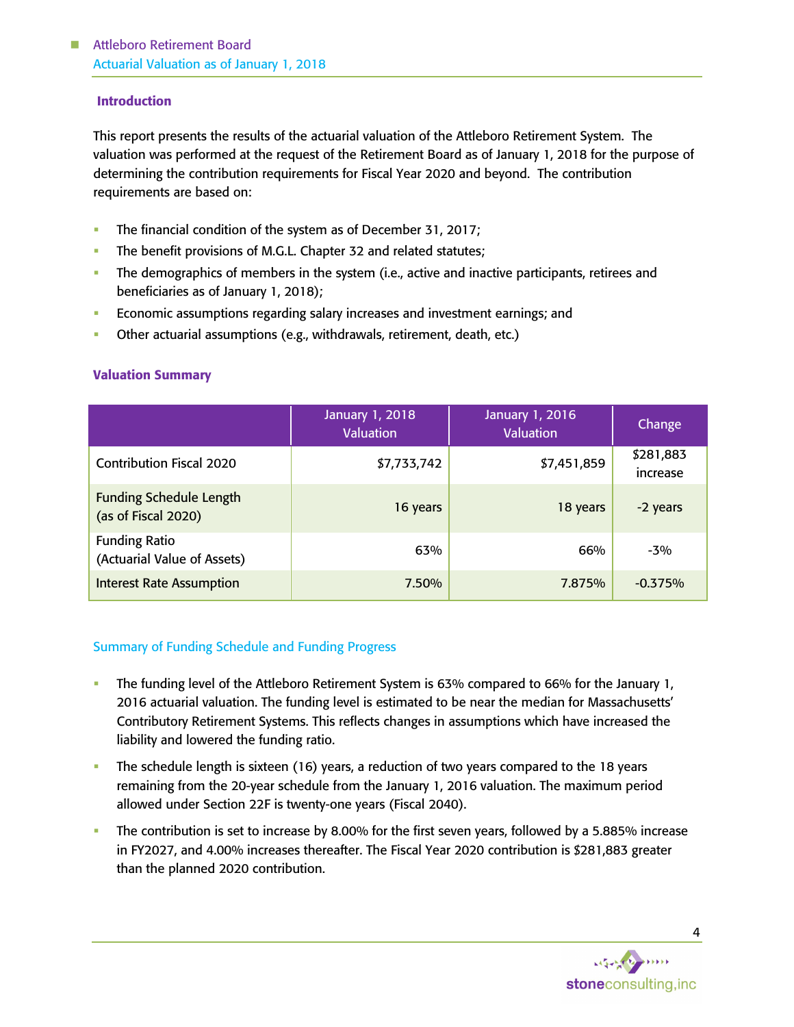## Introduction

This report presents the results of the actuarial valuation of the Attleboro Retirement System. The valuation was performed at the request of the Retirement Board as of January 1, 2018 for the purpose of determining the contribution requirements for Fiscal Year 2020 and beyond. The contribution requirements are based on:

- The financial condition of the system as of December 31, 2017;
- The benefit provisions of M.G.L. Chapter 32 and related statutes;
- The demographics of members in the system (i.e., active and inactive participants, retirees and beneficiaries as of January 1, 2018);
- Economic assumptions regarding salary increases and investment earnings; and
- Other actuarial assumptions (e.g., withdrawals, retirement, death, etc.)

## Valuation Summary

| | January 1, 2018 Valuation | January 1, 2016 Valuation | Change |
|---|---|---|---|
| Contribution Fiscal 2020 | $7,733,742 | $7,451,859 | $281,883 increase |
| Funding Schedule Length (as of Fiscal 2020) | 16 years | 18 years | -2 years |
| Funding Ratio (Actuarial Value of Assets) | 63% | 66% | -3% |
| Interest Rate Assumption | 7.50% | 7.875% | -0.375% |

### Summary of Funding Schedule and Funding Progress

- The funding level of the Attleboro Retirement System is 63% compared to 66% for the January 1, 2016 actuarial valuation. The funding level is estimated to be near the median for Massachusetts' Contributory Retirement Systems. This reflects changes in assumptions which have increased the liability and lowered the funding ratio.
- The schedule length is sixteen (16) years, a reduction of two years compared to the 18 years remaining from the 20-year schedule from the January 1, 2016 valuation. The maximum period allowed under Section 22F is twenty-one years (Fiscal 2040).
- The contribution is set to increase by 8.00% for the first seven years, followed by a 5.885% increase in FY2027, and 4.00% increases thereafter. The Fiscal Year 2020 contribution is $281,883 greater than the planned 2020 contribution.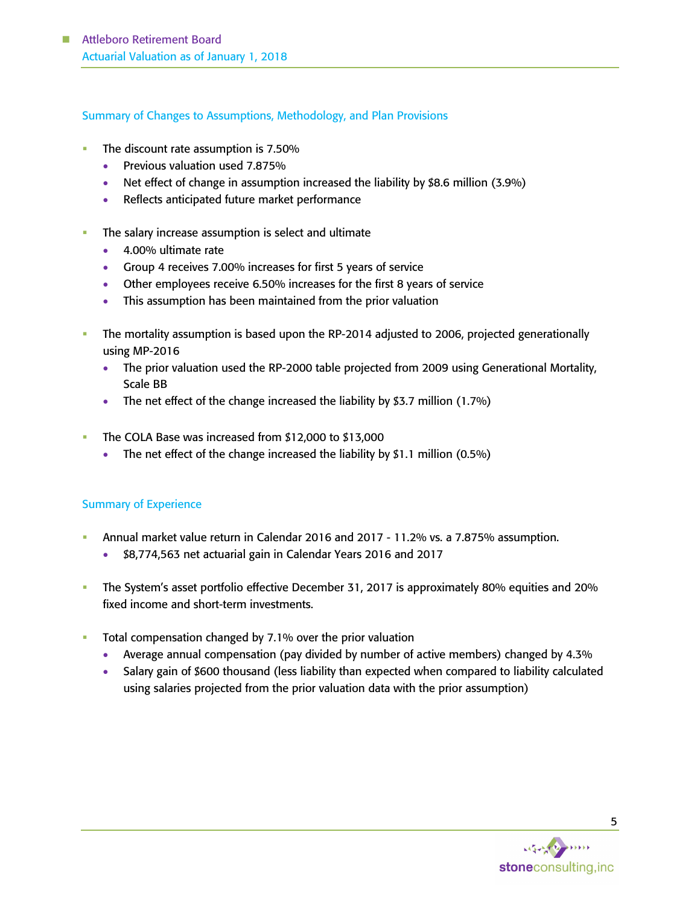## Summary of Changes to Assumptions, Methodology, and Plan Provisions

- The discount rate assumption is 7.50%
  - Previous valuation used 7.875%
  - Net effect of change in assumption increased the liability by $8.6 million (3.9%)
  - Reflects anticipated future market performance

- The salary increase assumption is select and ultimate
  - 4.00% ultimate rate
  - Group 4 receives 7.00% increases for first 5 years of service
  - Other employees receive 6.50% increases for the first 8 years of service
  - This assumption has been maintained from the prior valuation

- The mortality assumption is based upon the RP-2014 adjusted to 2006, projected generationally using MP-2016
  - The prior valuation used the RP-2000 table projected from 2009 using Generational Mortality, Scale BB
  - The net effect of the change increased the liability by $3.7 million (1.7%)

- The COLA Base was increased from $12,000 to $13,000
  - The net effect of the change increased the liability by $1.1 million (0.5%)

## Summary of Experience

- Annual market value return in Calendar 2016 and 2017 - 11.2% vs. a 7.875% assumption.
  - $8,774,563 net actuarial gain in Calendar Years 2016 and 2017

- The System's asset portfolio effective December 31, 2017 is approximately 80% equities and 20% fixed income and short-term investments.

- Total compensation changed by 7.1% over the prior valuation
  - Average annual compensation (pay divided by number of active members) changed by 4.3%
  - Salary gain of $600 thousand (less liability than expected when compared to liability calculated using salaries projected from the prior valuation data with the prior assumption)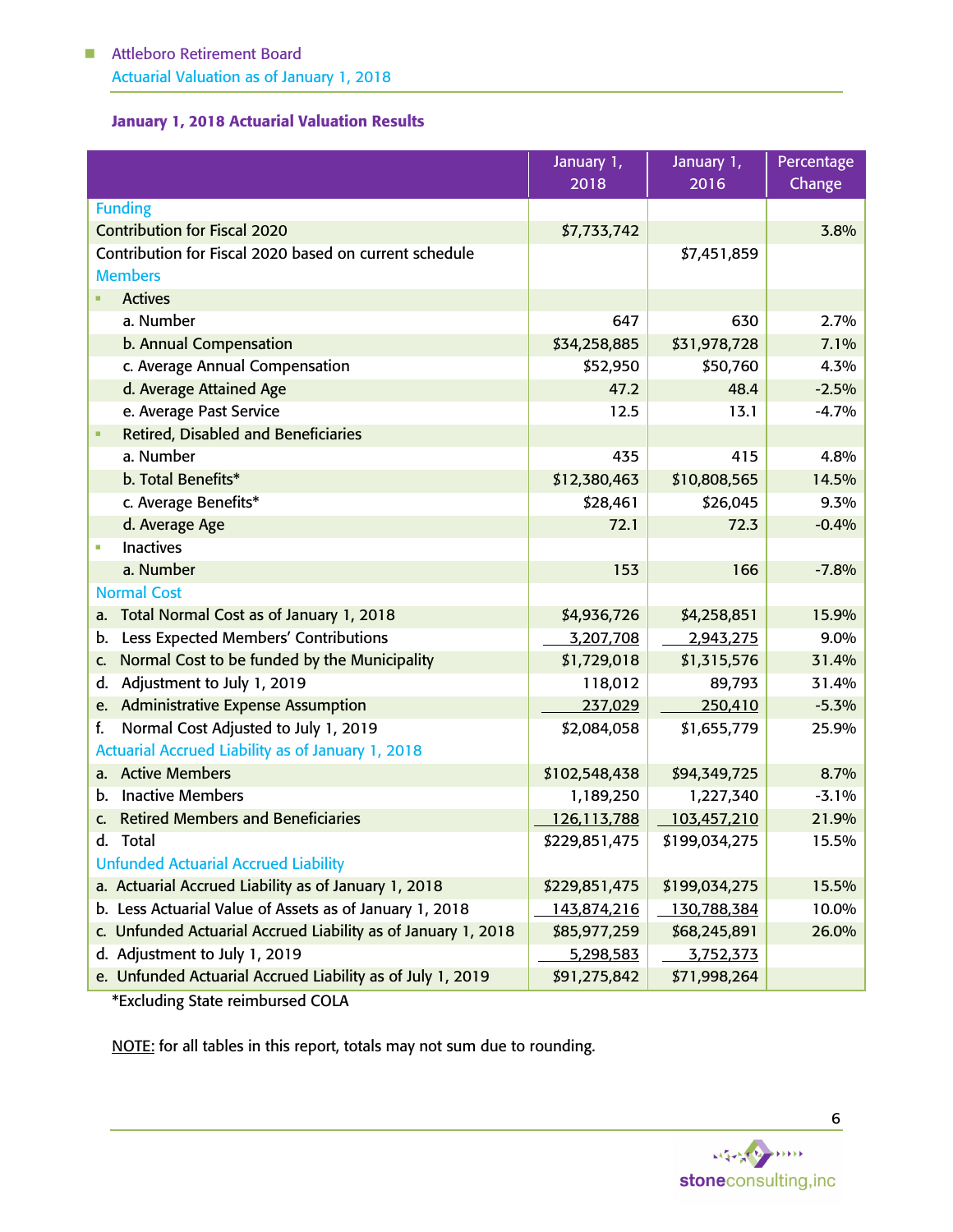### January 1, 2018 Actuarial Valuation Results

| | January 1, 2018 | January 1, 2016 | Percentage Change |
|---|---|---|---|
| **Funding** | | | |
| Contribution for Fiscal 2020 | $7,733,742 | | 3.8% |
| Contribution for Fiscal 2020 based on current schedule | | $7,451,859 | |
| **Members** | | | |
| Actives | | | |
| a. Number | 647 | 630 | 2.7% |
| b. Annual Compensation | $34,258,885 | $31,978,728 | 7.1% |
| c. Average Annual Compensation | $52,950 | $50,760 | 4.3% |
| d. Average Attained Age | 47.2 | 48.4 | -2.5% |
| e. Average Past Service | 12.5 | 13.1 | -4.7% |
| Retired, Disabled and Beneficiaries | | | |
| a. Number | 435 | 415 | 4.8% |
| b. Total Benefits* | $12,380,463 | $10,808,565 | 14.5% |
| c. Average Benefits* | $28,461 | $26,045 | 9.3% |
| d. Average Age | 72.1 | 72.3 | -0.4% |
| Inactives | | | |
| a. Number | 153 | 166 | -7.8% |
| **Normal Cost** | | | |
| a. Total Normal Cost as of January 1, 2018 | $4,936,726 | $4,258,851 | 15.9% |
| b. Less Expected Members' Contributions | 3,207,708 | 2,943,275 | 9.0% |
| c. Normal Cost to be funded by the Municipality | $1,729,018 | $1,315,576 | 31.4% |
| d. Adjustment to July 1, 2019 | 118,012 | 89,793 | 31.4% |
| e. Administrative Expense Assumption | 237,029 | 250,410 | -5.3% |
| f. Normal Cost Adjusted to July 1, 2019 | $2,084,058 | $1,655,779 | 25.9% |
| **Actuarial Accrued Liability as of January 1, 2018** | | | |
| a. Active Members | $102,548,438 | $94,349,725 | 8.7% |
| b. Inactive Members | 1,189,250 | 1,227,340 | -3.1% |
| c. Retired Members and Beneficiaries | 126,113,788 | 103,457,210 | 21.9% |
| d. Total | $229,851,475 | $199,034,275 | 15.5% |
| **Unfunded Actuarial Accrued Liability** | | | |
| a. Actuarial Accrued Liability as of January 1, 2018 | $229,851,475 | $199,034,275 | 15.5% |
| b. Less Actuarial Value of Assets as of January 1, 2018 | 143,874,216 | 130,788,384 | 10.0% |
| c. Unfunded Actuarial Accrued Liability as of January 1, 2018 | $85,977,259 | $68,245,891 | 26.0% |
| d. Adjustment to July 1, 2019 | 5,298,583 | 3,752,373 | |
| e. Unfunded Actuarial Accrued Liability as of July 1, 2019 | $91,275,842 | $71,998,264 | |

*Excluding State reimbursed COLA

NOTE: for all tables in this report, totals may not sum due to rounding.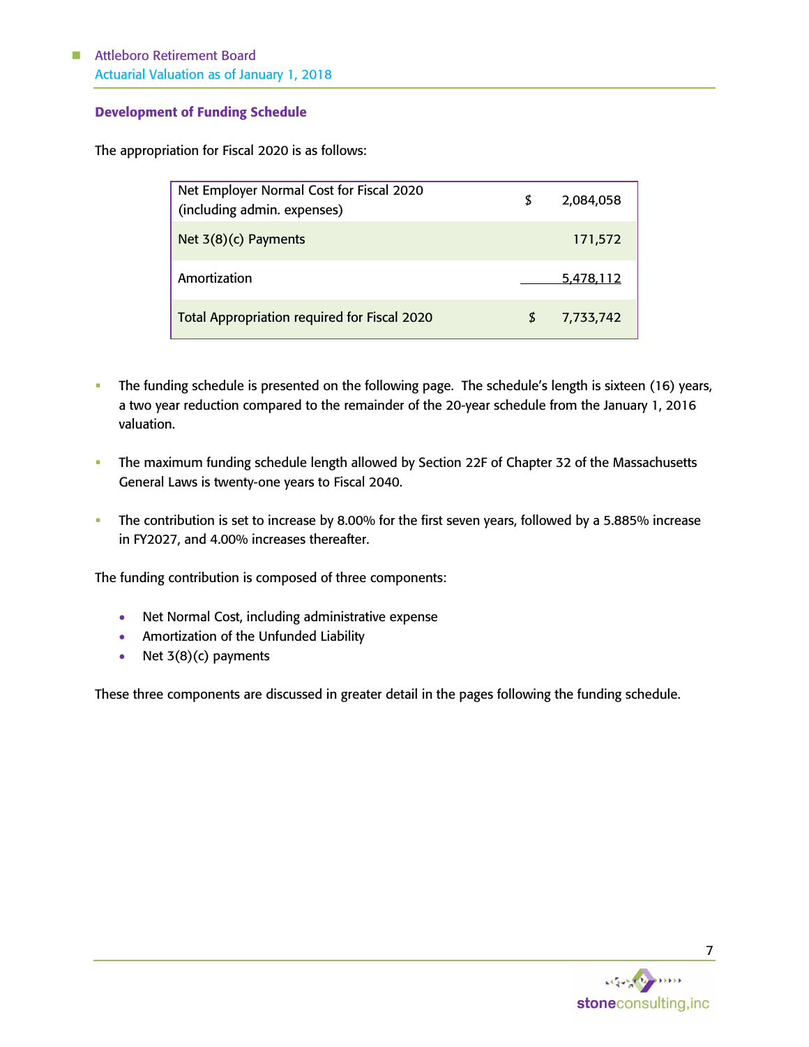### Development of Funding Schedule

The appropriation for Fiscal 2020 is as follows:

| | |
|---|---|
| Net Employer Normal Cost for Fiscal 2020 (including admin. expenses) | $ 2,084,058 |
| Net 3(8)(c) Payments | 171,572 |
| Amortization | 5,478,112 |
| Total Appropriation required for Fiscal 2020 | $ 7,733,742 |

- The funding schedule is presented on the following page. The schedule's length is sixteen (16) years, a two year reduction compared to the remainder of the 20-year schedule from the January 1, 2016 valuation.

- The maximum funding schedule length allowed by Section 22F of Chapter 32 of the Massachusetts General Laws is twenty-one years to Fiscal 2040.

- The contribution is set to increase by 8.00% for the first seven years, followed by a 5.885% increase in FY2027, and 4.00% increases thereafter.

The funding contribution is composed of three components:

- Net Normal Cost, including administrative expense
- Amortization of the Unfunded Liability
- Net 3(8)(c) payments

These three components are discussed in greater detail in the pages following the funding schedule.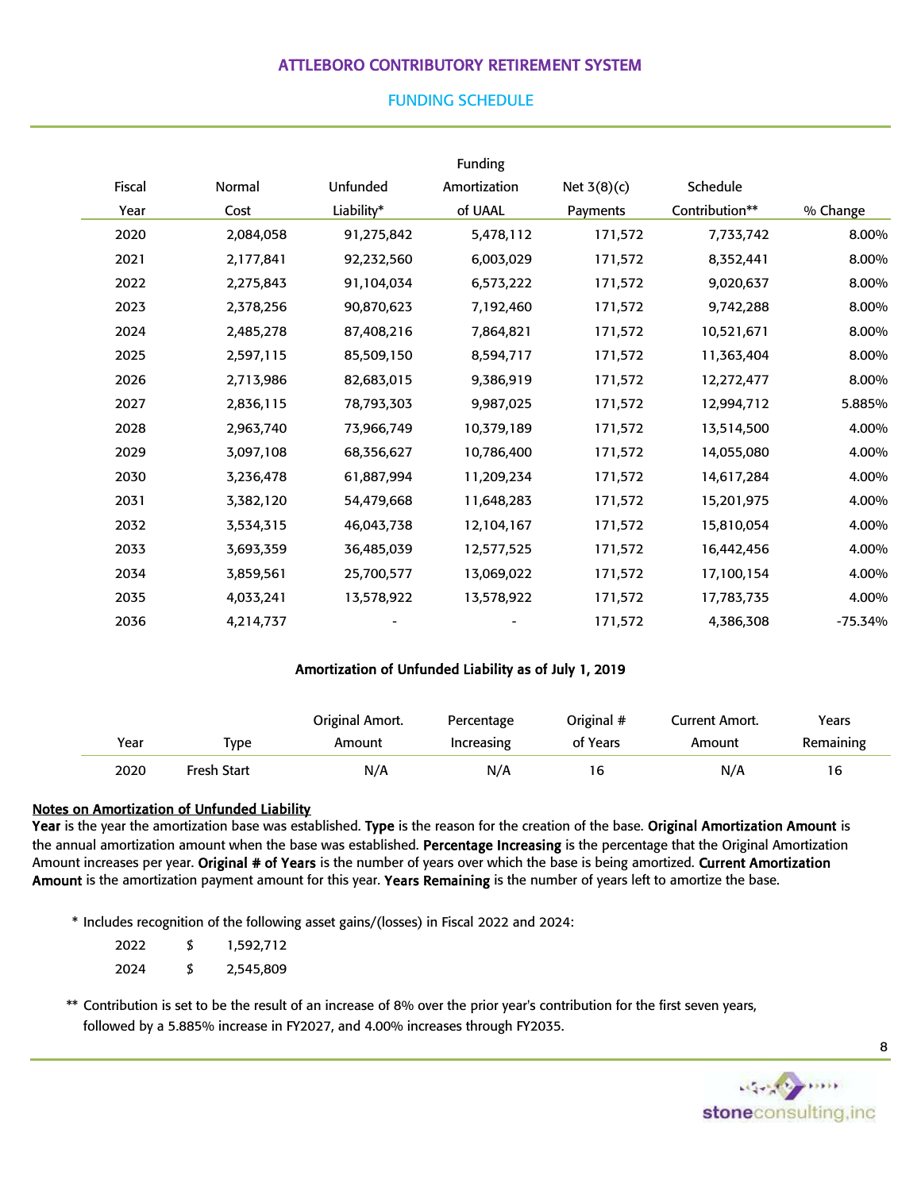# ATTLEBORO CONTRIBUTORY RETIREMENT SYSTEM

## FUNDING SCHEDULE

| Fiscal Year | Normal Cost | Unfunded Liability* | Funding Amortization of UAAL | Net 3(8)(c) Payments | Schedule Contribution** | % Change |
|---|---|---|---|---|---|---|
| 2020 | 2,084,058 | 91,275,842 | 5,478,112 | 171,572 | 7,733,742 | 8.00% |
| 2021 | 2,177,841 | 92,232,560 | 6,003,029 | 171,572 | 8,352,441 | 8.00% |
| 2022 | 2,275,843 | 91,104,034 | 6,573,222 | 171,572 | 9,020,637 | 8.00% |
| 2023 | 2,378,256 | 90,870,623 | 7,192,460 | 171,572 | 9,742,288 | 8.00% |
| 2024 | 2,485,278 | 87,408,216 | 7,864,821 | 171,572 | 10,521,671 | 8.00% |
| 2025 | 2,597,115 | 85,509,150 | 8,594,717 | 171,572 | 11,363,404 | 8.00% |
| 2026 | 2,713,986 | 82,683,015 | 9,386,919 | 171,572 | 12,272,477 | 8.00% |
| 2027 | 2,836,115 | 78,793,303 | 9,987,025 | 171,572 | 12,994,712 | 5.885% |
| 2028 | 2,963,740 | 73,966,749 | 10,379,189 | 171,572 | 13,514,500 | 4.00% |
| 2029 | 3,097,108 | 68,356,627 | 10,786,400 | 171,572 | 14,055,080 | 4.00% |
| 2030 | 3,236,478 | 61,887,994 | 11,209,234 | 171,572 | 14,617,284 | 4.00% |
| 2031 | 3,382,120 | 54,479,668 | 11,648,283 | 171,572 | 15,201,975 | 4.00% |
| 2032 | 3,534,315 | 46,043,738 | 12,104,167 | 171,572 | 15,810,054 | 4.00% |
| 2033 | 3,693,359 | 36,485,039 | 12,577,525 | 171,572 | 16,442,456 | 4.00% |
| 2034 | 3,859,561 | 25,700,577 | 13,069,022 | 171,572 | 17,100,154 | 4.00% |
| 2035 | 4,033,241 | 13,578,922 | 13,578,922 | 171,572 | 17,783,735 | 4.00% |
| 2036 | 4,214,737 | - | - | 171,572 | 4,386,308 | -75.34% |

### Amortization of Unfunded Liability as of July 1, 2019

| Year | Type | Original Amort. Amount | Percentage Increasing | Original # of Years | Current Amort. Amount | Years Remaining |
|---|---|---|---|---|---|---|
| 2020 | Fresh Start | N/A | N/A | 16 | N/A | 16 |

**Notes on Amortization of Unfunded Liability**

**Year** is the year the amortization base was established. **Type** is the reason for the creation of the base. **Original Amortization Amount** is the annual amortization amount when the base was established. **Percentage Increasing** is the percentage that the Original Amortization Amount increases per year. **Original # of Years** is the number of years over which the base is being amortized. **Current Amortization Amount** is the amortization payment amount for this year. **Years Remaining** is the number of years left to amortize the base.

\* Includes recognition of the following asset gains/(losses) in Fiscal 2022 and 2024:

| | | |
|---|---|---|
| 2022 | $ | 1,592,712 |
| 2024 | $ | 2,545,809 |

** Contribution is set to be the result of an increase of 8% over the prior year's contribution for the first seven years, followed by a 5.885% increase in FY2027, and 4.00% increases through FY2035.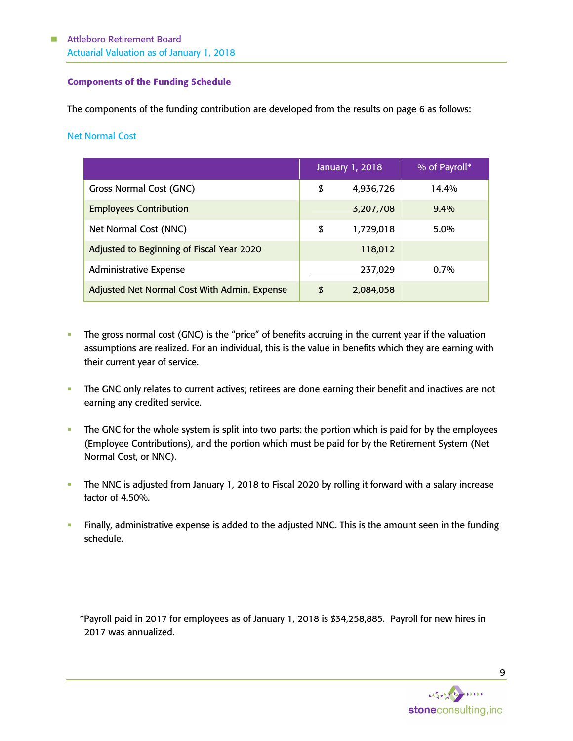## Components of the Funding Schedule

The components of the funding contribution are developed from the results on page 6 as follows:

### Net Normal Cost

| | January 1, 2018 | % of Payroll* |
|---|---|---|
| Gross Normal Cost (GNC) | $ 4,936,726 | 14.4% |
| Employees Contribution | 3,207,708 | 9.4% |
| Net Normal Cost (NNC) | $ 1,729,018 | 5.0% |
| Adjusted to Beginning of Fiscal Year 2020 | 118,012 | |
| Administrative Expense | 237,029 | 0.7% |
| Adjusted Net Normal Cost With Admin. Expense | $ 2,084,058 | |

- The gross normal cost (GNC) is the "price" of benefits accruing in the current year if the valuation assumptions are realized. For an individual, this is the value in benefits which they are earning with their current year of service.
- The GNC only relates to current actives; retirees are done earning their benefit and inactives are not earning any credited service.
- The GNC for the whole system is split into two parts: the portion which is paid for by the employees (Employee Contributions), and the portion which must be paid for by the Retirement System (Net Normal Cost, or NNC).
- The NNC is adjusted from January 1, 2018 to Fiscal 2020 by rolling it forward with a salary increase factor of 4.50%.
- Finally, administrative expense is added to the adjusted NNC. This is the amount seen in the funding schedule.

*Payroll paid in 2017 for employees as of January 1, 2018 is $34,258,885. Payroll for new hires in 2017 was annualized.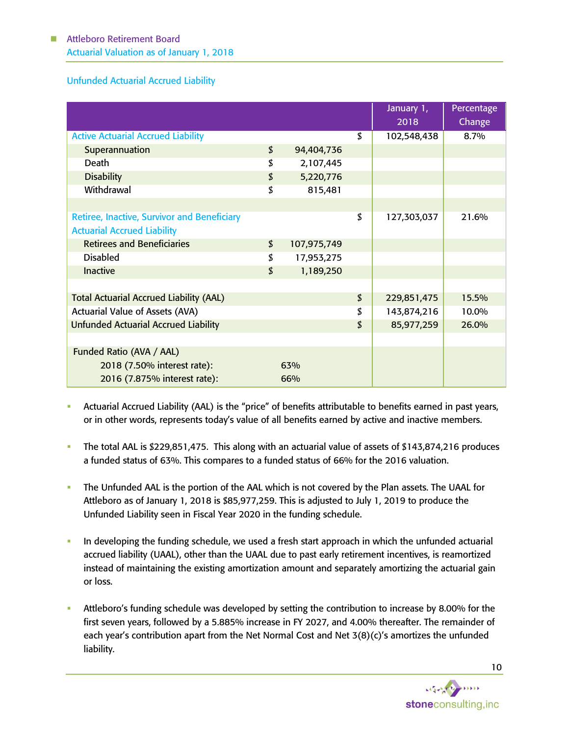## Unfunded Actuarial Accrued Liability

| | | | | January 1, 2018 | Percentage Change |
|---|---|---|---|---|---|
| Active Actuarial Accrued Liability | | | $ | 102,548,438 | 8.7% |
| Superannuation | $ | 94,404,736 | | | |
| Death | $ | 2,107,445 | | | |
| Disability | $ | 5,220,776 | | | |
| Withdrawal | $ | 815,481 | | | |
| | | | | | |
| Retiree, Inactive, Survivor and Beneficiary Actuarial Accrued Liability | | | $ | 127,303,037 | 21.6% |
| Retirees and Beneficiaries | $ | 107,975,749 | | | |
| Disabled | $ | 17,953,275 | | | |
| Inactive | $ | 1,189,250 | | | |
| | | | | | |
| Total Actuarial Accrued Liability (AAL) | | | $ | 229,851,475 | 15.5% |
| Actuarial Value of Assets (AVA) | | | $ | 143,874,216 | 10.0% |
| Unfunded Actuarial Accrued Liability | | | $ | 85,977,259 | 26.0% |
| | | | | | |
| Funded Ratio (AVA / AAL) | | | | | |
| 2018 (7.50% interest rate): | | 63% | | | |
| 2016 (7.875% interest rate): | | 66% | | | |

- Actuarial Accrued Liability (AAL) is the "price" of benefits attributable to benefits earned in past years, or in other words, represents today's value of all benefits earned by active and inactive members.

- The total AAL is $229,851,475. This along with an actuarial value of assets of $143,874,216 produces a funded status of 63%. This compares to a funded status of 66% for the 2016 valuation.

- The Unfunded AAL is the portion of the AAL which is not covered by the Plan assets. The UAAL for Attleboro as of January 1, 2018 is $85,977,259. This is adjusted to July 1, 2019 to produce the Unfunded Liability seen in Fiscal Year 2020 in the funding schedule.

- In developing the funding schedule, we used a fresh start approach in which the unfunded actuarial accrued liability (UAAL), other than the UAAL due to past early retirement incentives, is reamortized instead of maintaining the existing amortization amount and separately amortizing the actuarial gain or loss.

- Attleboro's funding schedule was developed by setting the contribution to increase by 8.00% for the first seven years, followed by a 5.885% increase in FY 2027, and 4.00% thereafter. The remainder of each year's contribution apart from the Net Normal Cost and Net 3(8)(c)'s amortizes the unfunded liability.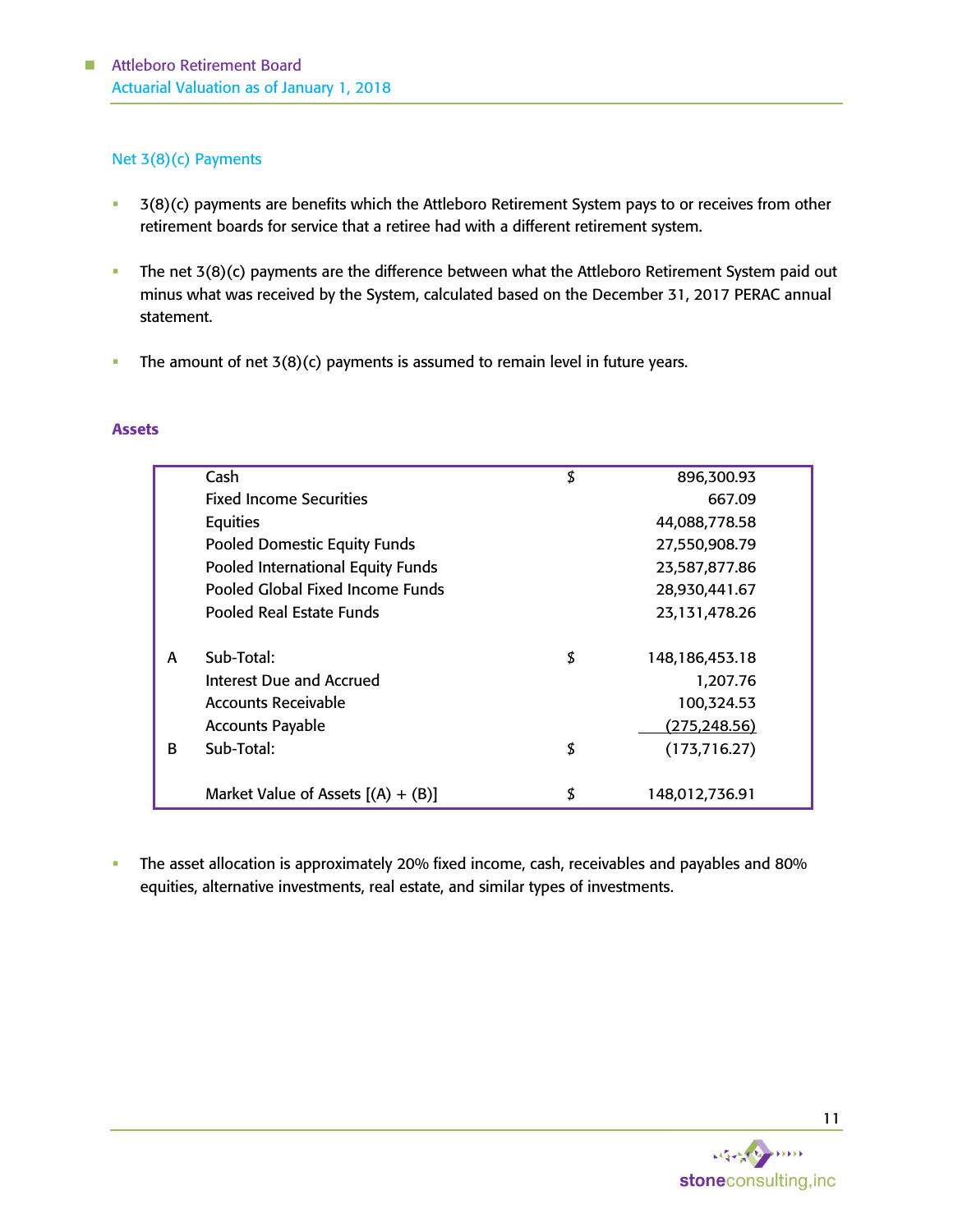## Net 3(8)(c) Payments

- 3(8)(c) payments are benefits which the Attleboro Retirement System pays to or receives from other retirement boards for service that a retiree had with a different retirement system.
- The net 3(8)(c) payments are the difference between what the Attleboro Retirement System paid out minus what was received by the System, calculated based on the December 31, 2017 PERAC annual statement.
- The amount of net 3(8)(c) payments is assumed to remain level in future years.

### Assets

| | | | |
|---|---|---|---|
| | Cash | $ | 896,300.93 |
| | Fixed Income Securities | | 667.09 |
| | Equities | | 44,088,778.58 |
| | Pooled Domestic Equity Funds | | 27,550,908.79 |
| | Pooled International Equity Funds | | 23,587,877.86 |
| | Pooled Global Fixed Income Funds | | 28,930,441.67 |
| | Pooled Real Estate Funds | | 23,131,478.26 |
| A | Sub-Total: | $ | 148,186,453.18 |
| | Interest Due and Accrued | | 1,207.76 |
| | Accounts Receivable | | 100,324.53 |
| | Accounts Payable | | (275,248.56) |
| B | Sub-Total: | $ | (173,716.27) |
| | Market Value of Assets [(A) + (B)] | $ | 148,012,736.91 |

- The asset allocation is approximately 20% fixed income, cash, receivables and payables and 80% equities, alternative investments, real estate, and similar types of investments.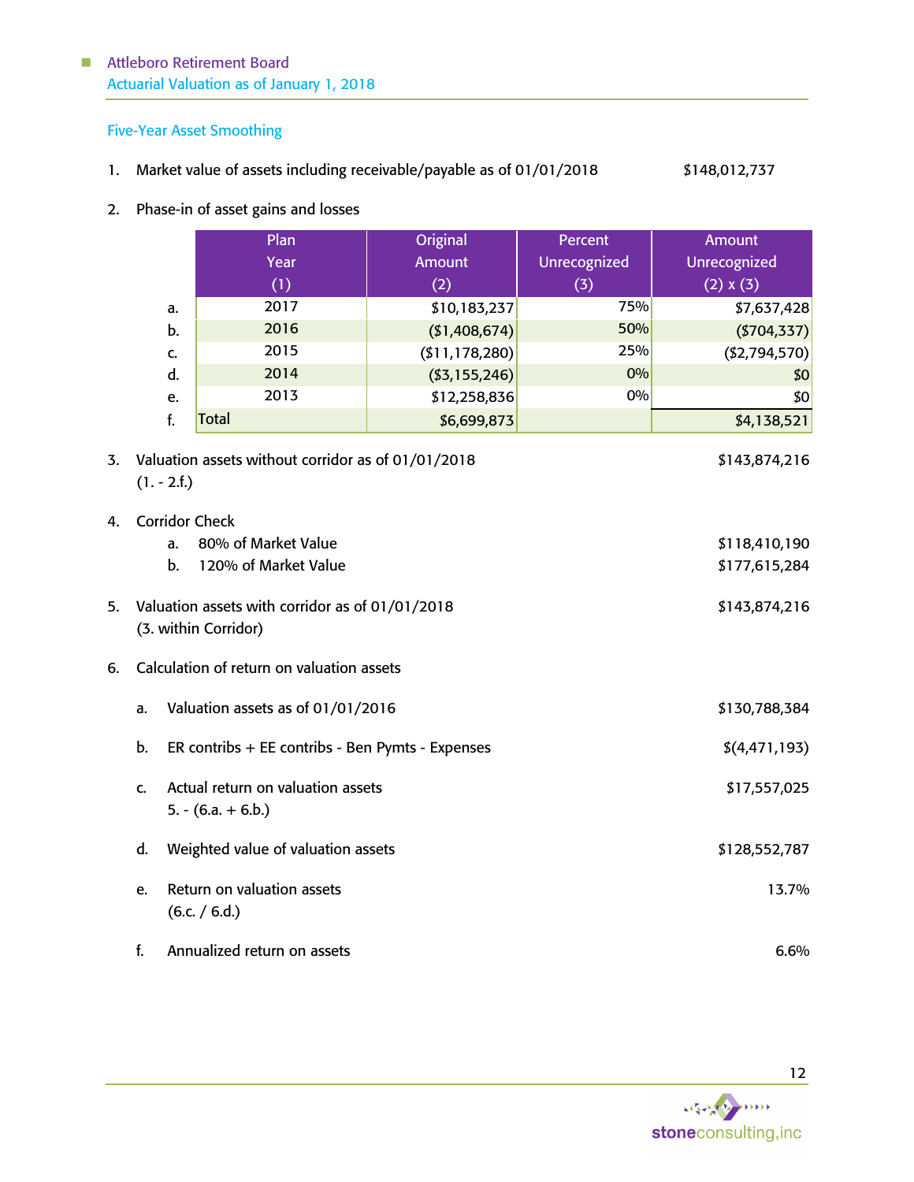## Five-Year Asset Smoothing

1. Market value of assets including receivable/payable as of 01/01/2018 — $148,012,737

2. Phase-in of asset gains and losses

| | Plan Year (1) | Original Amount (2) | Percent Unrecognized (3) | Amount Unrecognized (2) x (3) |
|---|---|---|---|---|
| a. | 2017 | $10,183,237 | 75% | $7,637,428 |
| b. | 2016 | ($1,408,674) | 50% | ($704,337) |
| c. | 2015 | ($11,178,280) | 25% | ($2,794,570) |
| d. | 2014 | ($3,155,246) | 0% | $0 |
| e. | 2013 | $12,258,836 | 0% | $0 |
| f. | Total | $6,699,873 | | $4,138,521 |

3. Valuation assets without corridor as of 01/01/2018 (1. - 2.f.) — $143,874,216

4. Corridor Check
   a. 80% of Market Value — $118,410,190
   b. 120% of Market Value — $177,615,284

5. Valuation assets with corridor as of 01/01/2018 (3. within Corridor) — $143,874,216

6. Calculation of return on valuation assets

   a. Valuation assets as of 01/01/2016 — $130,788,384

   b. ER contribs + EE contribs - Ben Pymts - Expenses — $(4,471,193)

   c. Actual return on valuation assets 5. - (6.a. + 6.b.) — $17,557,025

   d. Weighted value of valuation assets — $128,552,787

   e. Return on valuation assets (6.c. / 6.d.) — 13.7%

   f. Annualized return on assets — 6.6%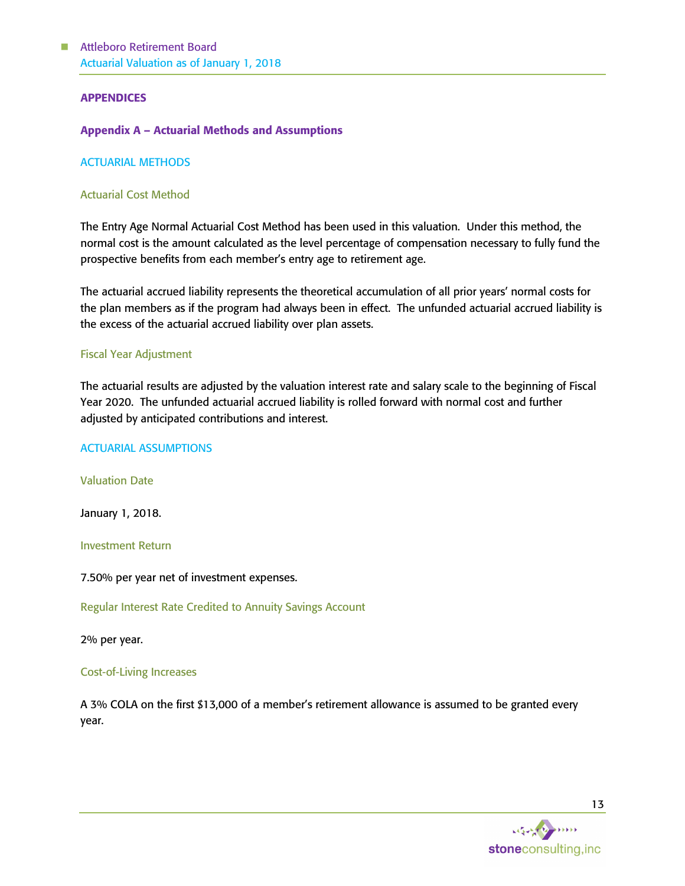# APPENDICES

## Appendix A – Actuarial Methods and Assumptions

### ACTUARIAL METHODS

#### Actuarial Cost Method

The Entry Age Normal Actuarial Cost Method has been used in this valuation. Under this method, the normal cost is the amount calculated as the level percentage of compensation necessary to fully fund the prospective benefits from each member's entry age to retirement age.

The actuarial accrued liability represents the theoretical accumulation of all prior years' normal costs for the plan members as if the program had always been in effect. The unfunded actuarial accrued liability is the excess of the actuarial accrued liability over plan assets.

#### Fiscal Year Adjustment

The actuarial results are adjusted by the valuation interest rate and salary scale to the beginning of Fiscal Year 2020. The unfunded actuarial accrued liability is rolled forward with normal cost and further adjusted by anticipated contributions and interest.

### ACTUARIAL ASSUMPTIONS

#### Valuation Date

January 1, 2018.

#### Investment Return

7.50% per year net of investment expenses.

#### Regular Interest Rate Credited to Annuity Savings Account

2% per year.

#### Cost-of-Living Increases

A 3% COLA on the first $13,000 of a member's retirement allowance is assumed to be granted every year.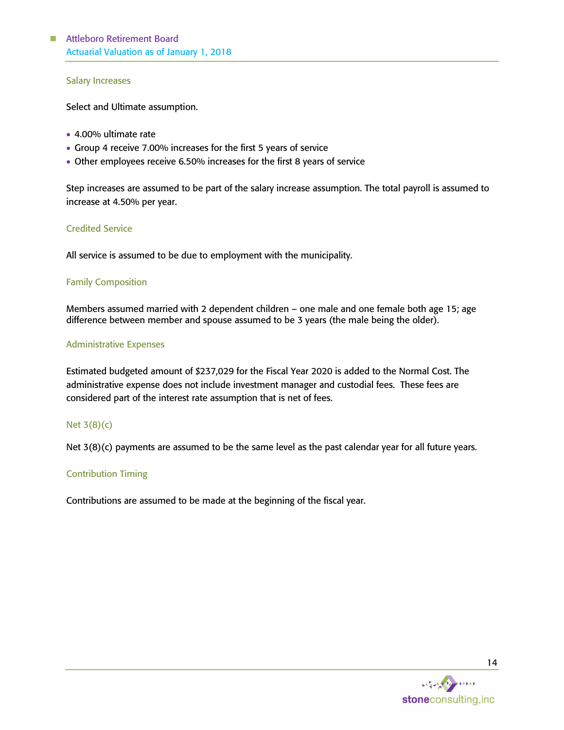### Salary Increases

Select and Ultimate assumption.

- 4.00% ultimate rate
- Group 4 receive 7.00% increases for the first 5 years of service
- Other employees receive 6.50% increases for the first 8 years of service

Step increases are assumed to be part of the salary increase assumption. The total payroll is assumed to increase at 4.50% per year.

### Credited Service

All service is assumed to be due to employment with the municipality.

### Family Composition

Members assumed married with 2 dependent children – one male and one female both age 15; age difference between member and spouse assumed to be 3 years (the male being the older).

### Administrative Expenses

Estimated budgeted amount of $237,029 for the Fiscal Year 2020 is added to the Normal Cost. The administrative expense does not include investment manager and custodial fees. These fees are considered part of the interest rate assumption that is net of fees.

### Net 3(8)(c)

Net 3(8)(c) payments are assumed to be the same level as the past calendar year for all future years.

### Contribution Timing

Contributions are assumed to be made at the beginning of the fiscal year.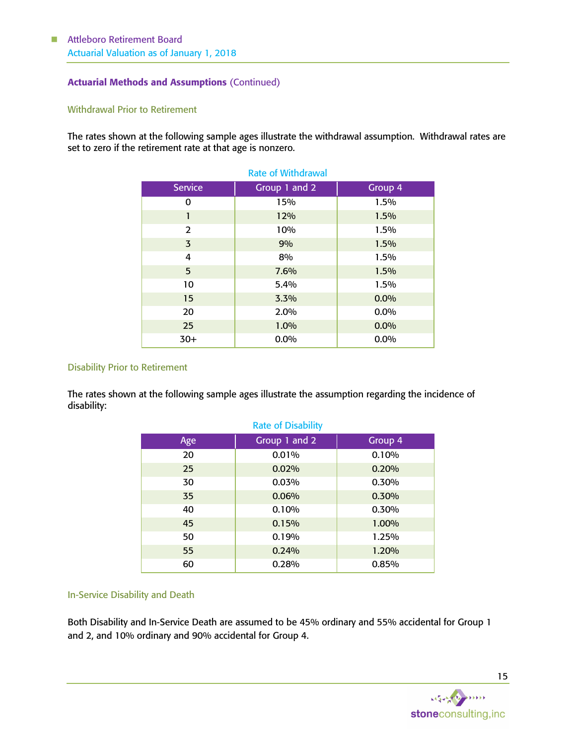## Actuarial Methods and Assumptions (Continued)

### Withdrawal Prior to Retirement

The rates shown at the following sample ages illustrate the withdrawal assumption. Withdrawal rates are set to zero if the retirement rate at that age is nonzero.

Rate of Withdrawal

| Service | Group 1 and 2 | Group 4 |
|---|---|---|
| 0 | 15% | 1.5% |
| 1 | 12% | 1.5% |
| 2 | 10% | 1.5% |
| 3 | 9% | 1.5% |
| 4 | 8% | 1.5% |
| 5 | 7.6% | 1.5% |
| 10 | 5.4% | 1.5% |
| 15 | 3.3% | 0.0% |
| 20 | 2.0% | 0.0% |
| 25 | 1.0% | 0.0% |
| 30+ | 0.0% | 0.0% |

### Disability Prior to Retirement

The rates shown at the following sample ages illustrate the assumption regarding the incidence of disability:

Rate of Disability

| Age | Group 1 and 2 | Group 4 |
|---|---|---|
| 20 | 0.01% | 0.10% |
| 25 | 0.02% | 0.20% |
| 30 | 0.03% | 0.30% |
| 35 | 0.06% | 0.30% |
| 40 | 0.10% | 0.30% |
| 45 | 0.15% | 1.00% |
| 50 | 0.19% | 1.25% |
| 55 | 0.24% | 1.20% |
| 60 | 0.28% | 0.85% |

### In-Service Disability and Death

Both Disability and In-Service Death are assumed to be 45% ordinary and 55% accidental for Group 1 and 2, and 10% ordinary and 90% accidental for Group 4.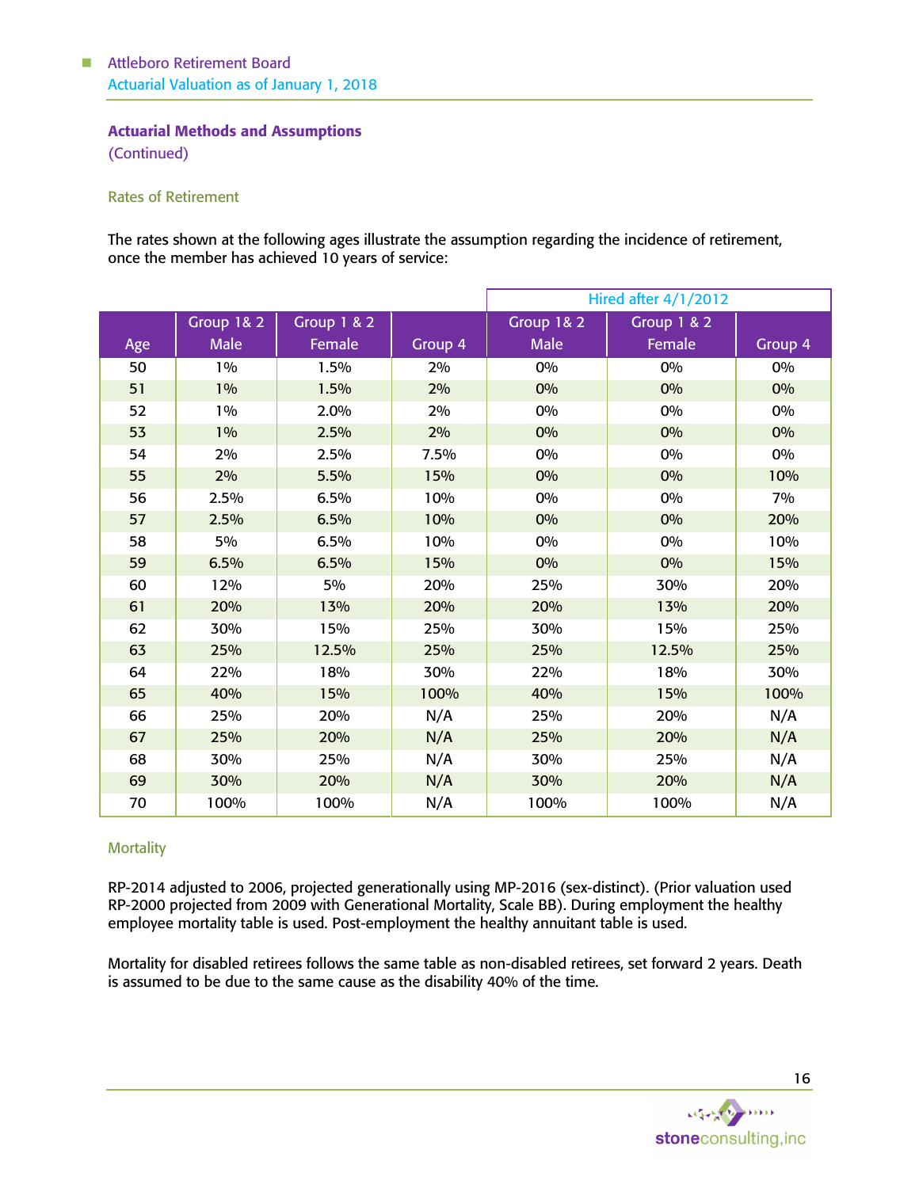### Actuarial Methods and Assumptions
(Continued)

#### Rates of Retirement

The rates shown at the following ages illustrate the assumption regarding the incidence of retirement, once the member has achieved 10 years of service:

| | | | | Hired after 4/1/2012 | | |
|---|---|---|---|---|---|---|
| Age | Group 1& 2 Male | Group 1 & 2 Female | Group 4 | Group 1& 2 Male | Group 1 & 2 Female | Group 4 |
| 50 | 1% | 1.5% | 2% | 0% | 0% | 0% |
| 51 | 1% | 1.5% | 2% | 0% | 0% | 0% |
| 52 | 1% | 2.0% | 2% | 0% | 0% | 0% |
| 53 | 1% | 2.5% | 2% | 0% | 0% | 0% |
| 54 | 2% | 2.5% | 7.5% | 0% | 0% | 0% |
| 55 | 2% | 5.5% | 15% | 0% | 0% | 10% |
| 56 | 2.5% | 6.5% | 10% | 0% | 0% | 7% |
| 57 | 2.5% | 6.5% | 10% | 0% | 0% | 20% |
| 58 | 5% | 6.5% | 10% | 0% | 0% | 10% |
| 59 | 6.5% | 6.5% | 15% | 0% | 0% | 15% |
| 60 | 12% | 5% | 20% | 25% | 30% | 20% |
| 61 | 20% | 13% | 20% | 20% | 13% | 20% |
| 62 | 30% | 15% | 25% | 30% | 15% | 25% |
| 63 | 25% | 12.5% | 25% | 25% | 12.5% | 25% |
| 64 | 22% | 18% | 30% | 22% | 18% | 30% |
| 65 | 40% | 15% | 100% | 40% | 15% | 100% |
| 66 | 25% | 20% | N/A | 25% | 20% | N/A |
| 67 | 25% | 20% | N/A | 25% | 20% | N/A |
| 68 | 30% | 25% | N/A | 30% | 25% | N/A |
| 69 | 30% | 20% | N/A | 30% | 20% | N/A |
| 70 | 100% | 100% | N/A | 100% | 100% | N/A |

#### Mortality

RP-2014 adjusted to 2006, projected generationally using MP-2016 (sex-distinct). (Prior valuation used RP-2000 projected from 2009 with Generational Mortality, Scale BB). During employment the healthy employee mortality table is used. Post-employment the healthy annuitant table is used.

Mortality for disabled retirees follows the same table as non-disabled retirees, set forward 2 years. Death is assumed to be due to the same cause as the disability 40% of the time.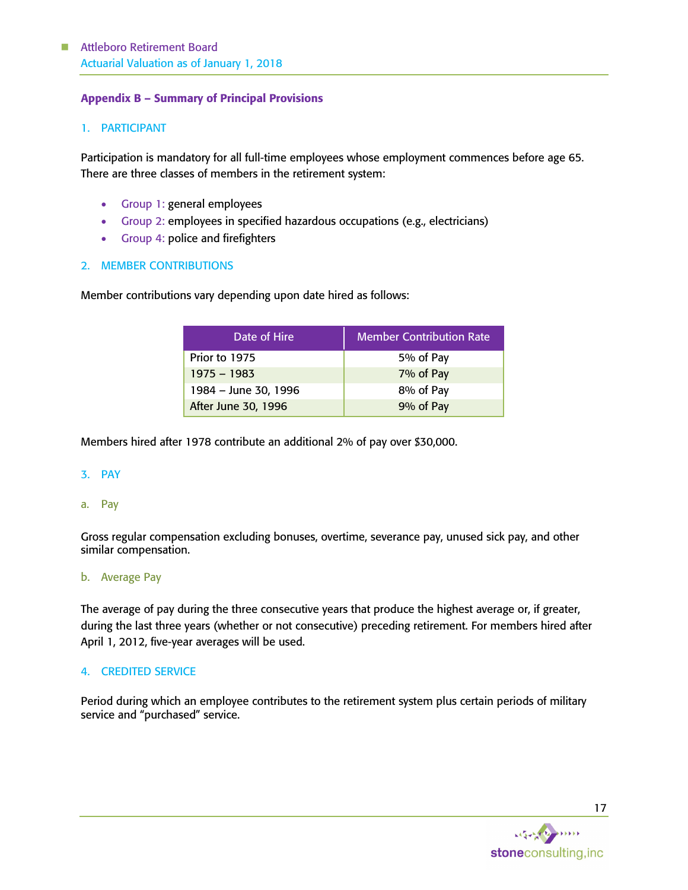## Appendix B – Summary of Principal Provisions

### 1. PARTICIPANT

Participation is mandatory for all full-time employees whose employment commences before age 65. There are three classes of members in the retirement system:

- Group 1: general employees
- Group 2: employees in specified hazardous occupations (e.g., electricians)
- Group 4: police and firefighters

### 2. MEMBER CONTRIBUTIONS

Member contributions vary depending upon date hired as follows:

| Date of Hire | Member Contribution Rate |
|---|---|
| Prior to 1975 | 5% of Pay |
| 1975 – 1983 | 7% of Pay |
| 1984 – June 30, 1996 | 8% of Pay |
| After June 30, 1996 | 9% of Pay |

Members hired after 1978 contribute an additional 2% of pay over $30,000.

### 3. PAY

#### a. Pay

Gross regular compensation excluding bonuses, overtime, severance pay, unused sick pay, and other similar compensation.

#### b. Average Pay

The average of pay during the three consecutive years that produce the highest average or, if greater, during the last three years (whether or not consecutive) preceding retirement. For members hired after April 1, 2012, five-year averages will be used.

### 4. CREDITED SERVICE

Period during which an employee contributes to the retirement system plus certain periods of military service and "purchased" service.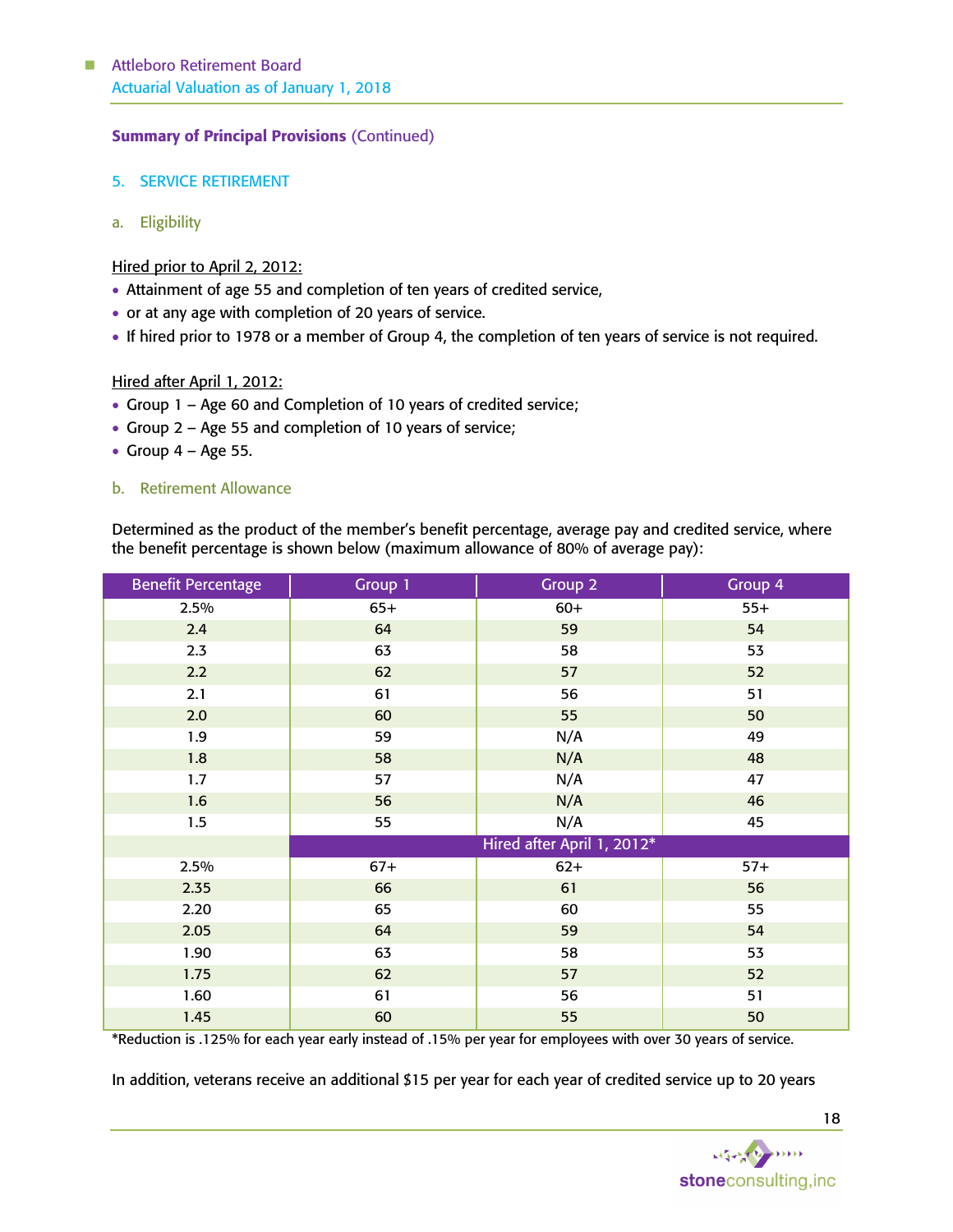**Summary of Principal Provisions** (Continued)

## 5. SERVICE RETIREMENT

### a. Eligibility

Hired prior to April 2, 2012:

- Attainment of age 55 and completion of ten years of credited service,
- or at any age with completion of 20 years of service.
- If hired prior to 1978 or a member of Group 4, the completion of ten years of service is not required.

Hired after April 1, 2012:

- Group 1 – Age 60 and Completion of 10 years of credited service;
- Group 2 – Age 55 and completion of 10 years of service;
- Group 4 – Age 55.

### b. Retirement Allowance

Determined as the product of the member's benefit percentage, average pay and credited service, where the benefit percentage is shown below (maximum allowance of 80% of average pay):

| Benefit Percentage | Group 1 | Group 2 | Group 4 |
|---|---|---|---|
| 2.5% | 65+ | 60+ | 55+ |
| 2.4 | 64 | 59 | 54 |
| 2.3 | 63 | 58 | 53 |
| 2.2 | 62 | 57 | 52 |
| 2.1 | 61 | 56 | 51 |
| 2.0 | 60 | 55 | 50 |
| 1.9 | 59 | N/A | 49 |
| 1.8 | 58 | N/A | 48 |
| 1.7 | 57 | N/A | 47 |
| 1.6 | 56 | N/A | 46 |
| 1.5 | 55 | N/A | 45 |
| | Hired after April 1, 2012* | | |
| 2.5% | 67+ | 62+ | 57+ |
| 2.35 | 66 | 61 | 56 |
| 2.20 | 65 | 60 | 55 |
| 2.05 | 64 | 59 | 54 |
| 1.90 | 63 | 58 | 53 |
| 1.75 | 62 | 57 | 52 |
| 1.60 | 61 | 56 | 51 |
| 1.45 | 60 | 55 | 50 |

*Reduction is .125% for each year early instead of .15% per year for employees with over 30 years of service.

In addition, veterans receive an additional $15 per year for each year of credited service up to 20 years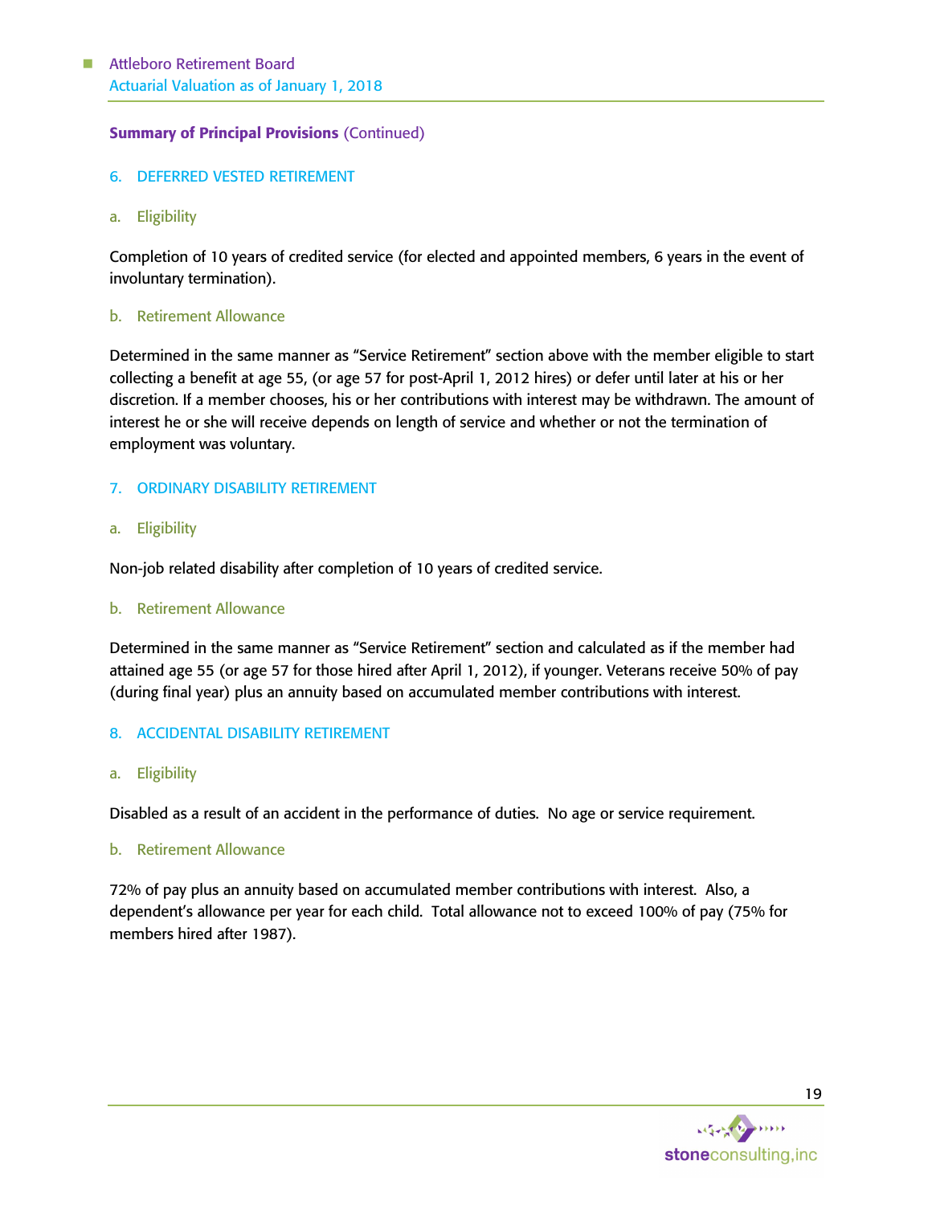**Summary of Principal Provisions** (Continued)

## 6. DEFERRED VESTED RETIREMENT

### a. Eligibility

Completion of 10 years of credited service (for elected and appointed members, 6 years in the event of involuntary termination).

### b. Retirement Allowance

Determined in the same manner as "Service Retirement" section above with the member eligible to start collecting a benefit at age 55, (or age 57 for post-April 1, 2012 hires) or defer until later at his or her discretion. If a member chooses, his or her contributions with interest may be withdrawn. The amount of interest he or she will receive depends on length of service and whether or not the termination of employment was voluntary.

## 7. ORDINARY DISABILITY RETIREMENT

### a. Eligibility

Non-job related disability after completion of 10 years of credited service.

### b. Retirement Allowance

Determined in the same manner as "Service Retirement" section and calculated as if the member had attained age 55 (or age 57 for those hired after April 1, 2012), if younger. Veterans receive 50% of pay (during final year) plus an annuity based on accumulated member contributions with interest.

## 8. ACCIDENTAL DISABILITY RETIREMENT

### a. Eligibility

Disabled as a result of an accident in the performance of duties. No age or service requirement.

### b. Retirement Allowance

72% of pay plus an annuity based on accumulated member contributions with interest. Also, a dependent's allowance per year for each child. Total allowance not to exceed 100% of pay (75% for members hired after 1987).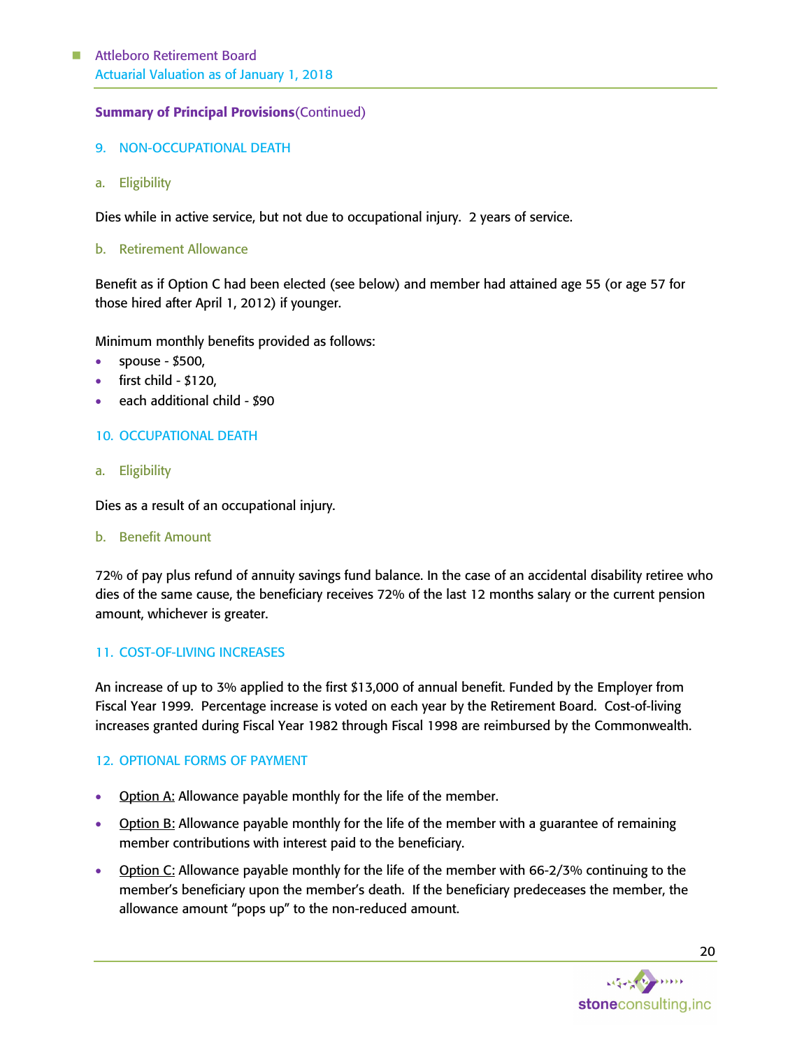**Summary of Principal Provisions**(Continued)

### 9. NON-OCCUPATIONAL DEATH

#### a. Eligibility

Dies while in active service, but not due to occupational injury. 2 years of service.

#### b. Retirement Allowance

Benefit as if Option C had been elected (see below) and member had attained age 55 (or age 57 for those hired after April 1, 2012) if younger.

Minimum monthly benefits provided as follows:

- spouse - $500,
- first child - $120,
- each additional child - $90

### 10. OCCUPATIONAL DEATH

#### a. Eligibility

Dies as a result of an occupational injury.

#### b. Benefit Amount

72% of pay plus refund of annuity savings fund balance. In the case of an accidental disability retiree who dies of the same cause, the beneficiary receives 72% of the last 12 months salary or the current pension amount, whichever is greater.

### 11. COST-OF-LIVING INCREASES

An increase of up to 3% applied to the first $13,000 of annual benefit. Funded by the Employer from Fiscal Year 1999. Percentage increase is voted on each year by the Retirement Board. Cost-of-living increases granted during Fiscal Year 1982 through Fiscal 1998 are reimbursed by the Commonwealth.

### 12. OPTIONAL FORMS OF PAYMENT

- Option A: Allowance payable monthly for the life of the member.
- Option B: Allowance payable monthly for the life of the member with a guarantee of remaining member contributions with interest paid to the beneficiary.
- Option C: Allowance payable monthly for the life of the member with 66-2/3% continuing to the member's beneficiary upon the member's death. If the beneficiary predeceases the member, the allowance amount "pops up" to the non-reduced amount.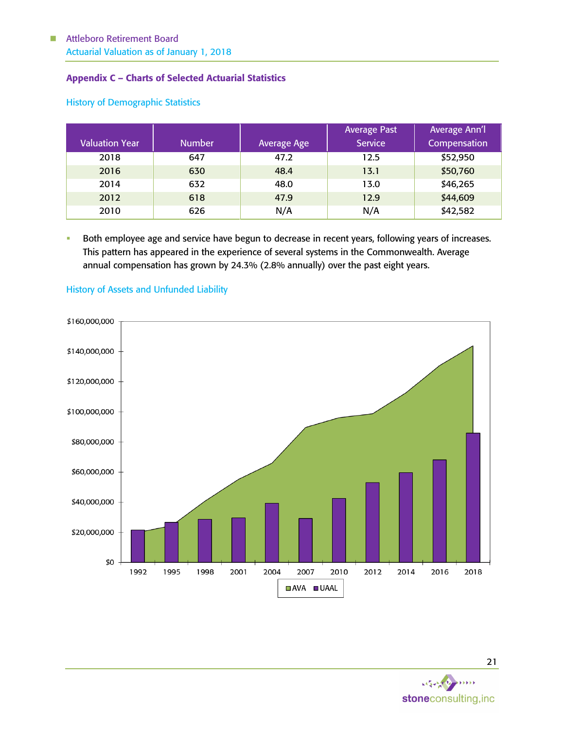## Appendix C – Charts of Selected Actuarial Statistics

### History of Demographic Statistics

| Valuation Year | Number | Average Age | Average Past Service | Average Ann'l Compensation |
|---|---|---|---|---|
| 2018 | 647 | 47.2 | 12.5 | $52,950 |
| 2016 | 630 | 48.4 | 13.1 | $50,760 |
| 2014 | 632 | 48.0 | 13.0 | $46,265 |
| 2012 | 618 | 47.9 | 12.9 | $44,609 |
| 2010 | 626 | N/A | N/A | $42,582 |

- Both employee age and service have begun to decrease in recent years, following years of increases. This pattern has appeared in the experience of several systems in the Commonwealth. Average annual compensation has grown by 24.3% (2.8% annually) over the past eight years.

### History of Assets and Unfunded Liability

$160,000,000
$140,000,000
$120,000,000
$100,000,000
$80,000,000
$60,000,000
$40,000,000
$20,000,000
$0

1992 1995 1998 2001 2004 2007 2010 2012 2014 2016 2018

AVA UAAL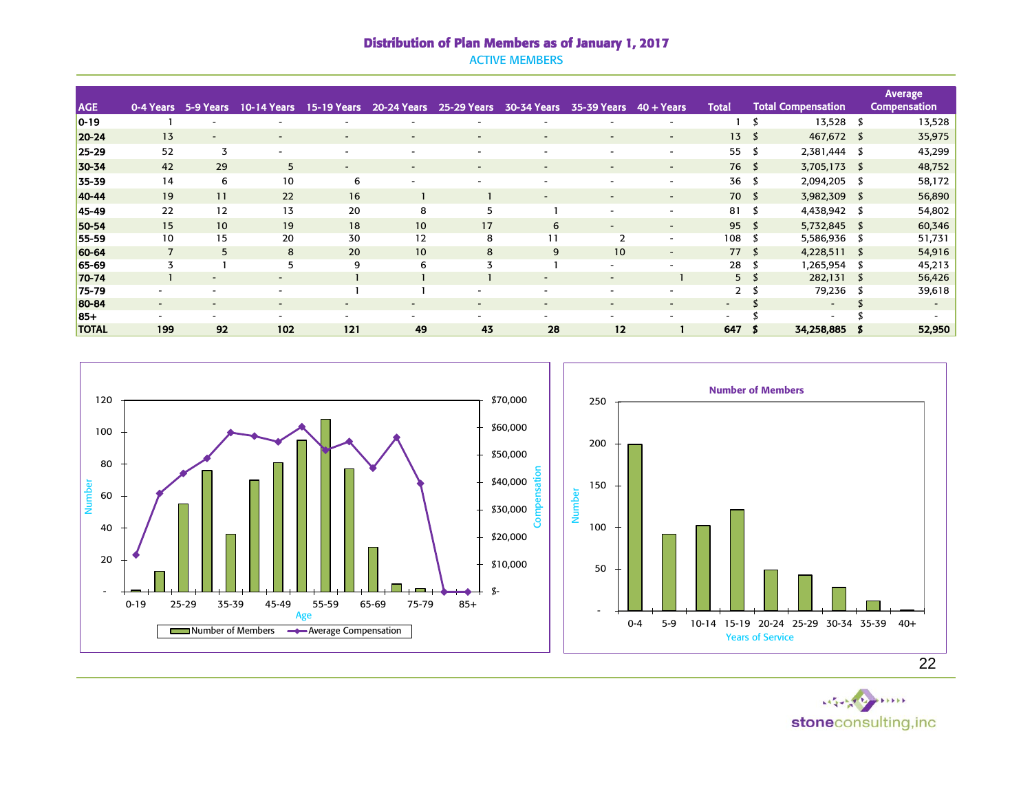# Distribution of Plan Members as of January 1, 2017

## ACTIVE MEMBERS

| AGE | 0-4 Years | 5-9 Years | 10-14 Years | 15-19 Years | 20-24 Years | 25-29 Years | 30-34 Years | 35-39 Years | 40 + Years | Total | Total Compensation | Average Compensation |
|---|---|---|---|---|---|---|---|---|---|---|---|---|
| 0-19 | 1 | - | - | - | - | - | - | - | - | 1 | $ 13,528 | $ 13,528 |
| 20-24 | 13 | - | - | - | - | - | - | - | - | 13 | $ 467,672 | $ 35,975 |
| 25-29 | 52 | 3 | - | - | - | - | - | - | - | 55 | $ 2,381,444 | $ 43,299 |
| 30-34 | 42 | 29 | 5 | - | - | - | - | - | - | 76 | $ 3,705,173 | $ 48,752 |
| 35-39 | 14 | 6 | 10 | 6 | - | - | - | - | - | 36 | $ 2,094,205 | $ 58,172 |
| 40-44 | 19 | 11 | 22 | 16 | 1 | 1 | - | - | - | 70 | $ 3,982,309 | $ 56,890 |
| 45-49 | 22 | 12 | 13 | 20 | 8 | 5 | 1 | - | - | 81 | $ 4,438,942 | $ 54,802 |
| 50-54 | 15 | 10 | 19 | 18 | 10 | 17 | 6 | - | - | 95 | $ 5,732,845 | $ 60,346 |
| 55-59 | 10 | 15 | 20 | 30 | 12 | 8 | 11 | 2 | - | 108 | $ 5,586,936 | $ 51,731 |
| 60-64 | 7 | 5 | 8 | 20 | 10 | 8 | 9 | 10 | - | 77 | $ 4,228,511 | $ 54,916 |
| 65-69 | 3 | 1 | 5 | 9 | 6 | 3 | 1 | - | - | 28 | $ 1,265,954 | $ 45,213 |
| 70-74 | 1 | - | - | 1 | 1 | 1 | - | - | 1 | 5 | $ 282,131 | $ 56,426 |
| 75-79 | - | - | - | 1 | 1 | - | - | - | - | 2 | $ 79,236 | $ 39,618 |
| 80-84 | - | - | - | - | - | - | - | - | - | - | $ - | $ - |
| 85+ | - | - | - | - | - | - | - | - | - | - | $ - | $ - |
| **TOTAL** | **199** | **92** | **102** | **121** | **49** | **43** | **28** | **12** | **1** | **647** | **$ 34,258,885** | **$ 52,950** |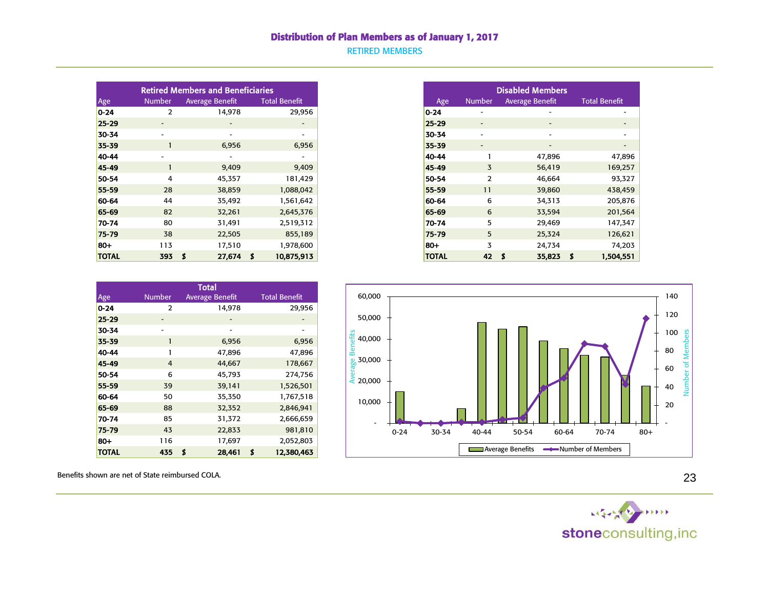# Distribution of Plan Members as of January 1, 2017

## RETIRED MEMBERS

| Retired Members and Beneficiaries | | | |
|---|---|---|---|
| Age | Number | Average Benefit | Total Benefit |
| 0-24 | 2 | 14,978 | 29,956 |
| 25-29 | - | - | - |
| 30-34 | - | - | - |
| 35-39 | 1 | 6,956 | 6,956 |
| 40-44 | - | - | - |
| 45-49 | 1 | 9,409 | 9,409 |
| 50-54 | 4 | 45,357 | 181,429 |
| 55-59 | 28 | 38,859 | 1,088,042 |
| 60-64 | 44 | 35,492 | 1,561,642 |
| 65-69 | 82 | 32,261 | 2,645,376 |
| 70-74 | 80 | 31,491 | 2,519,312 |
| 75-79 | 38 | 22,505 | 855,189 |
| 80+ | 113 | 17,510 | 1,978,600 |
| **TOTAL** | **393** | **$ 27,674** | **$ 10,875,913** |

| Disabled Members | | | |
|---|---|---|---|
| Age | Number | Average Benefit | Total Benefit |
| 0-24 | - | - | - |
| 25-29 | - | - | - |
| 30-34 | - | - | - |
| 35-39 | - | - | - |
| 40-44 | 1 | 47,896 | 47,896 |
| 45-49 | 3 | 56,419 | 169,257 |
| 50-54 | 2 | 46,664 | 93,327 |
| 55-59 | 11 | 39,860 | 438,459 |
| 60-64 | 6 | 34,313 | 205,876 |
| 65-69 | 6 | 33,594 | 201,564 |
| 70-74 | 5 | 29,469 | 147,347 |
| 75-79 | 5 | 25,324 | 126,621 |
| 80+ | 3 | 24,734 | 74,203 |
| **TOTAL** | **42** | **$ 35,823** | **$ 1,504,551** |

| Total | | | |
|---|---|---|---|
| Age | Number | Average Benefit | Total Benefit |
| 0-24 | 2 | 14,978 | 29,956 |
| 25-29 | - | - | - |
| 30-34 | - | - | - |
| 35-39 | 1 | 6,956 | 6,956 |
| 40-44 | 1 | 47,896 | 47,896 |
| 45-49 | 4 | 44,667 | 178,667 |
| 50-54 | 6 | 45,793 | 274,756 |
| 55-59 | 39 | 39,141 | 1,526,501 |
| 60-64 | 50 | 35,350 | 1,767,518 |
| 65-69 | 88 | 32,352 | 2,846,941 |
| 70-74 | 85 | 31,372 | 2,666,659 |
| 75-79 | 43 | 22,833 | 981,810 |
| 80+ | 116 | 17,697 | 2,052,803 |
| **TOTAL** | **435** | **$ 28,461** | **$ 12,380,463** |

Benefits shown are net of State reimbursed COLA.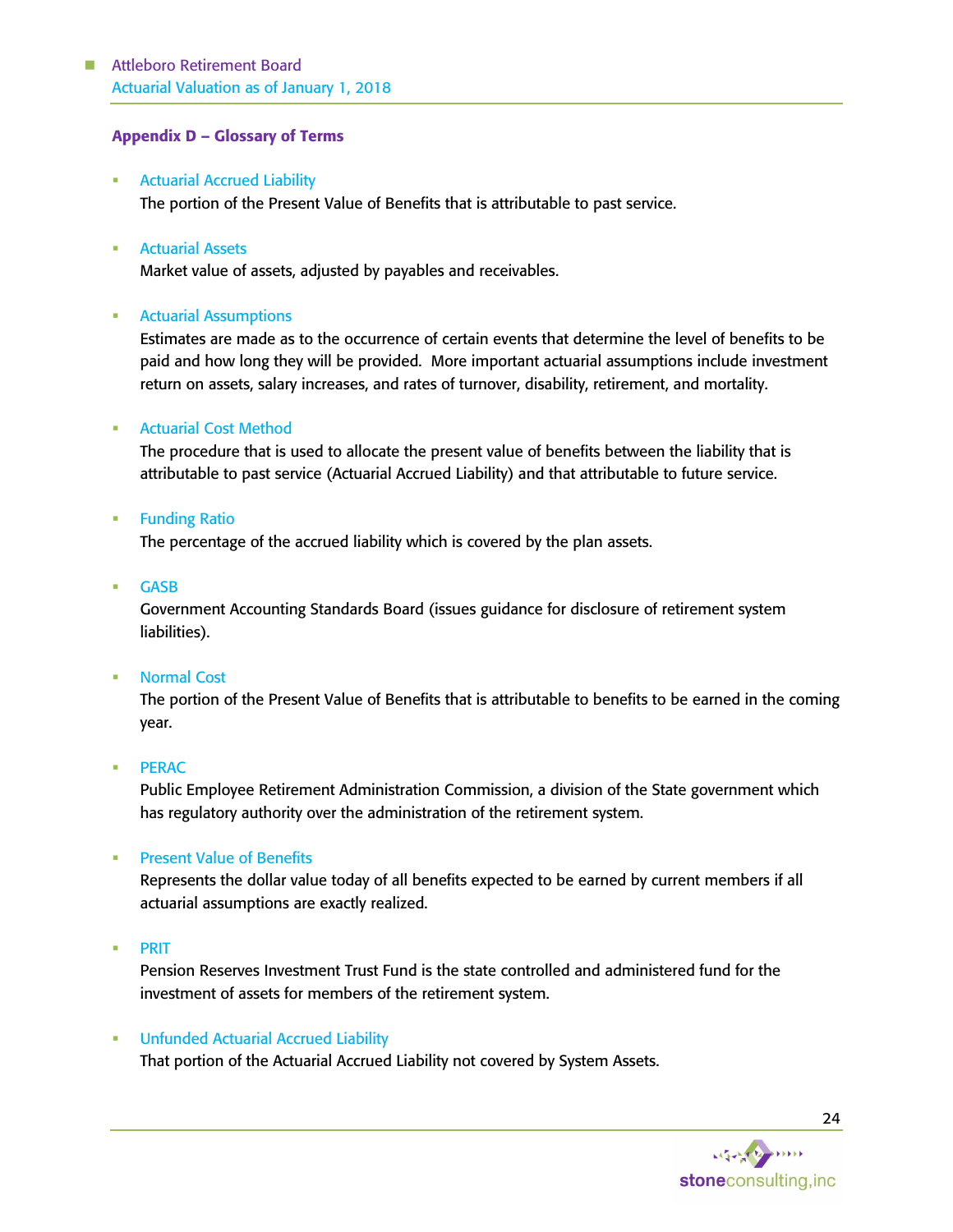## Appendix D – Glossary of Terms

- **Actuarial Accrued Liability**
  The portion of the Present Value of Benefits that is attributable to past service.

- **Actuarial Assets**
  Market value of assets, adjusted by payables and receivables.

- **Actuarial Assumptions**
  Estimates are made as to the occurrence of certain events that determine the level of benefits to be paid and how long they will be provided. More important actuarial assumptions include investment return on assets, salary increases, and rates of turnover, disability, retirement, and mortality.

- **Actuarial Cost Method**
  The procedure that is used to allocate the present value of benefits between the liability that is attributable to past service (Actuarial Accrued Liability) and that attributable to future service.

- **Funding Ratio**
  The percentage of the accrued liability which is covered by the plan assets.

- **GASB**
  Government Accounting Standards Board (issues guidance for disclosure of retirement system liabilities).

- **Normal Cost**
  The portion of the Present Value of Benefits that is attributable to benefits to be earned in the coming year.

- **PERAC**
  Public Employee Retirement Administration Commission, a division of the State government which has regulatory authority over the administration of the retirement system.

- **Present Value of Benefits**
  Represents the dollar value today of all benefits expected to be earned by current members if all actuarial assumptions are exactly realized.

- **PRIT**
  Pension Reserves Investment Trust Fund is the state controlled and administered fund for the investment of assets for members of the retirement system.

- **Unfunded Actuarial Accrued Liability**
  That portion of the Actuarial Accrued Liability not covered by System Assets.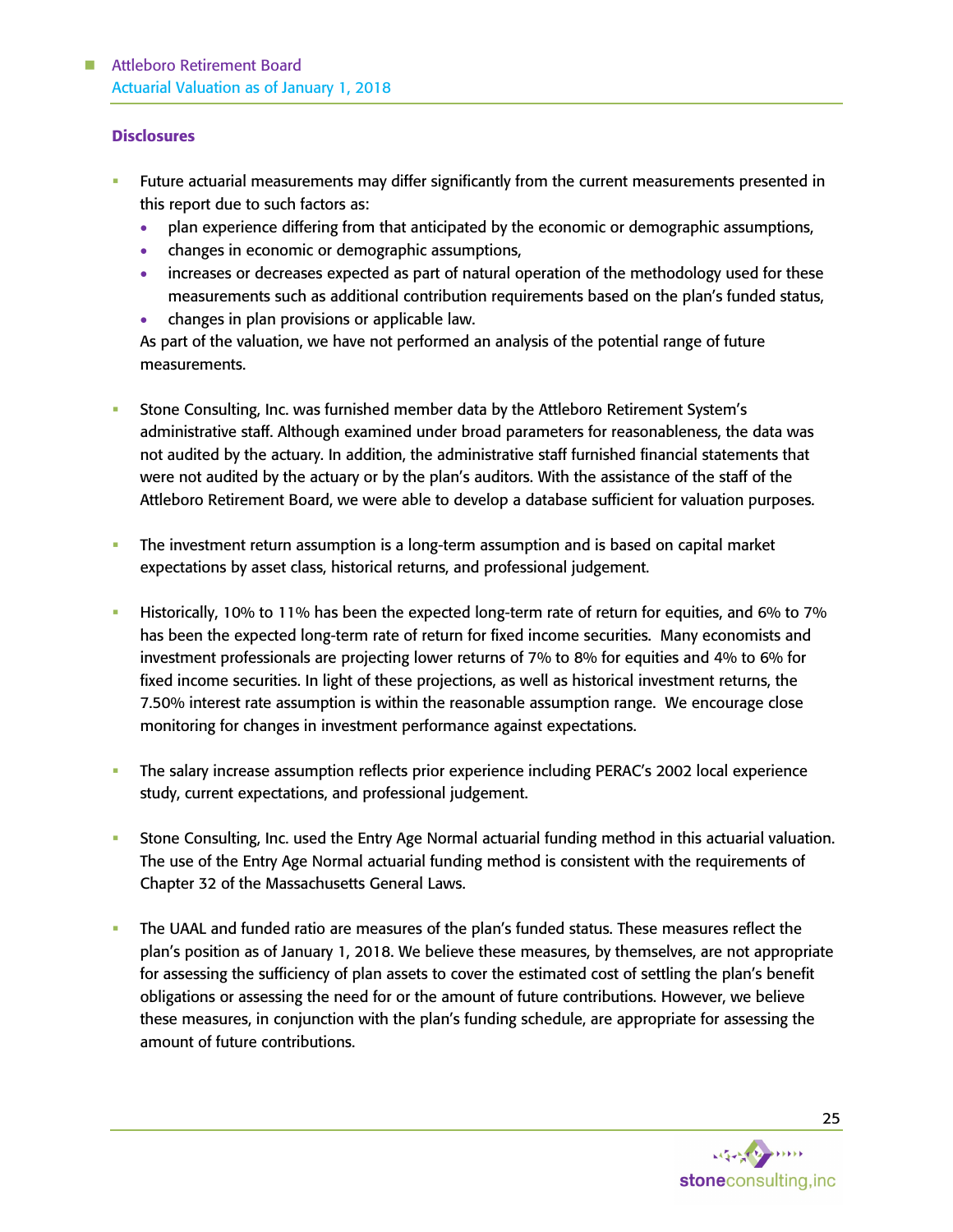## Disclosures

- Future actuarial measurements may differ significantly from the current measurements presented in this report due to such factors as:
  - plan experience differing from that anticipated by the economic or demographic assumptions,
  - changes in economic or demographic assumptions,
  - increases or decreases expected as part of natural operation of the methodology used for these measurements such as additional contribution requirements based on the plan's funded status,
  - changes in plan provisions or applicable law.

  As part of the valuation, we have not performed an analysis of the potential range of future measurements.

- Stone Consulting, Inc. was furnished member data by the Attleboro Retirement System's administrative staff. Although examined under broad parameters for reasonableness, the data was not audited by the actuary. In addition, the administrative staff furnished financial statements that were not audited by the actuary or by the plan's auditors. With the assistance of the staff of the Attleboro Retirement Board, we were able to develop a database sufficient for valuation purposes.

- The investment return assumption is a long-term assumption and is based on capital market expectations by asset class, historical returns, and professional judgement.

- Historically, 10% to 11% has been the expected long-term rate of return for equities, and 6% to 7% has been the expected long-term rate of return for fixed income securities. Many economists and investment professionals are projecting lower returns of 7% to 8% for equities and 4% to 6% for fixed income securities. In light of these projections, as well as historical investment returns, the 7.50% interest rate assumption is within the reasonable assumption range. We encourage close monitoring for changes in investment performance against expectations.

- The salary increase assumption reflects prior experience including PERAC's 2002 local experience study, current expectations, and professional judgement.

- Stone Consulting, Inc. used the Entry Age Normal actuarial funding method in this actuarial valuation. The use of the Entry Age Normal actuarial funding method is consistent with the requirements of Chapter 32 of the Massachusetts General Laws.

- The UAAL and funded ratio are measures of the plan's funded status. These measures reflect the plan's position as of January 1, 2018. We believe these measures, by themselves, are not appropriate for assessing the sufficiency of plan assets to cover the estimated cost of settling the plan's benefit obligations or assessing the need for or the amount of future contributions. However, we believe these measures, in conjunction with the plan's funding schedule, are appropriate for assessing the amount of future contributions.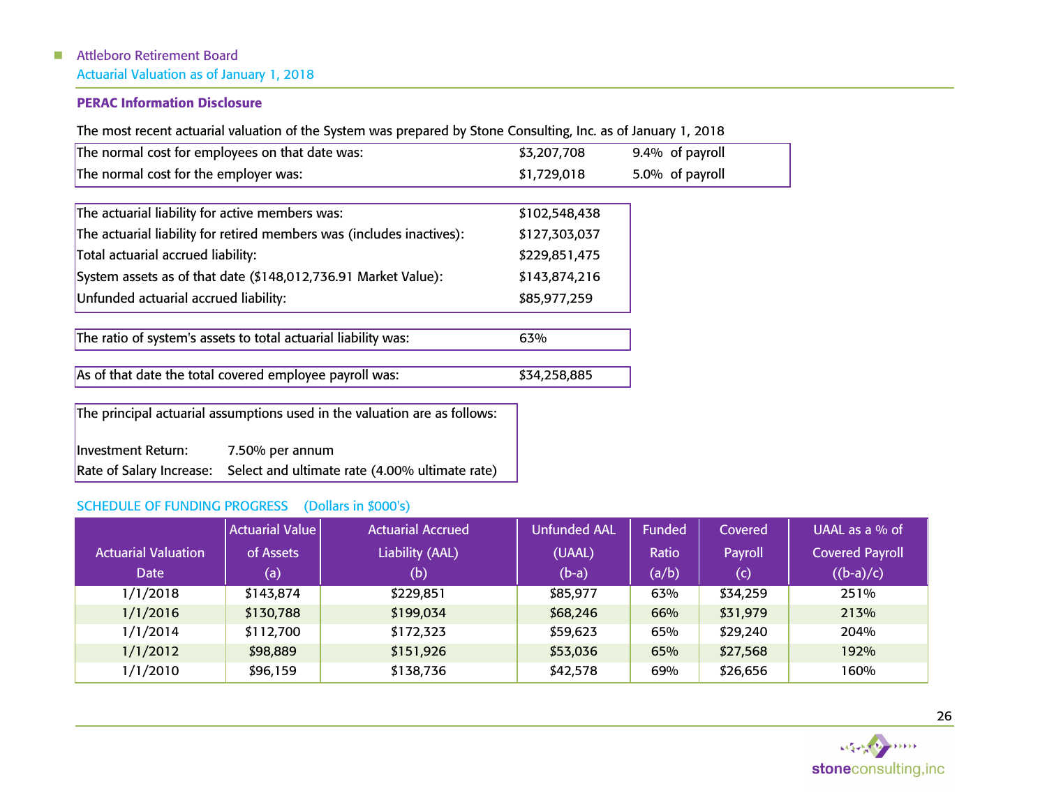## PERAC Information Disclosure

The most recent actuarial valuation of the System was prepared by Stone Consulting, Inc. as of January 1, 2018

| | | |
|---|---|---|
| The normal cost for employees on that date was: | $3,207,708 | 9.4% of payroll |
| The normal cost for the employer was: | $1,729,018 | 5.0% of payroll |

| | |
|---|---|
| The actuarial liability for active members was: | $102,548,438 |
| The actuarial liability for retired members was (includes inactives): | $127,303,037 |
| Total actuarial accrued liability: | $229,851,475 |
| System assets as of that date ($148,012,736.91 Market Value): | $143,874,216 |
| Unfunded actuarial accrued liability: | $85,977,259 |

| | |
|---|---|
| The ratio of system's assets to total actuarial liability was: | 63% |

| | |
|---|---|
| As of that date the total covered employee payroll was: | $34,258,885 |

The principal actuarial assumptions used in the valuation are as follows:

| | |
|---|---|
| Investment Return: | 7.50% per annum |
| Rate of Salary Increase: | Select and ultimate rate (4.00% ultimate rate) |

### SCHEDULE OF FUNDING PROGRESS (Dollars in $000's)

| Actuarial Valuation Date | Actuarial Value of Assets (a) | Actuarial Accrued Liability (AAL) (b) | Unfunded AAL (UAAL) (b-a) | Funded Ratio (a/b) | Covered Payroll (c) | UAAL as a % of Covered Payroll ((b-a)/c) |
|---|---|---|---|---|---|---|
| 1/1/2018 | $143,874 | $229,851 | $85,977 | 63% | $34,259 | 251% |
| 1/1/2016 | $130,788 | $199,034 | $68,246 | 66% | $31,979 | 213% |
| 1/1/2014 | $112,700 | $172,323 | $59,623 | 65% | $29,240 | 204% |
| 1/1/2012 | $98,889 | $151,926 | $53,036 | 65% | $27,568 | 192% |
| 1/1/2010 | $96,159 | $138,736 | $42,578 | 69% | $26,656 | 160% |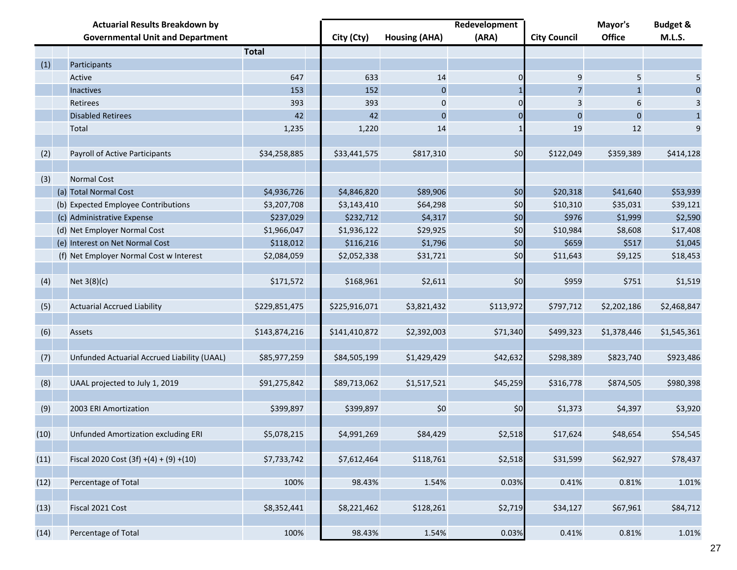| | | Actuarial Results Breakdown by Governmental Unit and Department | Total | City (Cty) | Housing (AHA) | Redevelopment (ARA) | City Council | Mayor's Office | Budget & M.L.S. |
|---|---|---|---|---|---|---|---|---|---|
| (1) | | Participants | | | | | | | |
| | | Active | 647 | 633 | 14 | 0 | 9 | 5 | 5 |
| | | Inactives | 153 | 152 | 0 | 1 | 7 | 1 | 0 |
| | | Retirees | 393 | 393 | 0 | 0 | 3 | 6 | 3 |
| | | Disabled Retirees | 42 | 42 | 0 | 0 | 0 | 0 | 1 |
| | | Total | 1,235 | 1,220 | 14 | 1 | 19 | 12 | 9 |
| (2) | | Payroll of Active Participants | $34,258,885 | $33,441,575 | $817,310 | $0 | $122,049 | $359,389 | $414,128 |
| (3) | | Normal Cost | | | | | | | |
| | (a) | Total Normal Cost | $4,936,726 | $4,846,820 | $89,906 | $0 | $20,318 | $41,640 | $53,939 |
| | (b) | Expected Employee Contributions | $3,207,708 | $3,143,410 | $64,298 | $0 | $10,310 | $35,031 | $39,121 |
| | (c) | Administrative Expense | $237,029 | $232,712 | $4,317 | $0 | $976 | $1,999 | $2,590 |
| | (d) | Net Employer Normal Cost | $1,966,047 | $1,936,122 | $29,925 | $0 | $10,984 | $8,608 | $17,408 |
| | (e) | Interest on Net Normal Cost | $118,012 | $116,216 | $1,796 | $0 | $659 | $517 | $1,045 |
| | (f) | Net Employer Normal Cost w Interest | $2,084,059 | $2,052,338 | $31,721 | $0 | $11,643 | $9,125 | $18,453 |
| (4) | | Net 3(8)(c) | $171,572 | $168,961 | $2,611 | $0 | $959 | $751 | $1,519 |
| (5) | | Actuarial Accrued Liability | $229,851,475 | $225,916,071 | $3,821,432 | $113,972 | $797,712 | $2,202,186 | $2,468,847 |
| (6) | | Assets | $143,874,216 | $141,410,872 | $2,392,003 | $71,340 | $499,323 | $1,378,446 | $1,545,361 |
| (7) | | Unfunded Actuarial Accrued Liability (UAAL) | $85,977,259 | $84,505,199 | $1,429,429 | $42,632 | $298,389 | $823,740 | $923,486 |
| (8) | | UAAL projected to July 1, 2019 | $91,275,842 | $89,713,062 | $1,517,521 | $45,259 | $316,778 | $874,505 | $980,398 |
| (9) | | 2003 ERI Amortization | $399,897 | $399,897 | $0 | $0 | $1,373 | $4,397 | $3,920 |
| (10) | | Unfunded Amortization excluding ERI | $5,078,215 | $4,991,269 | $84,429 | $2,518 | $17,624 | $48,654 | $54,545 |
| (11) | | Fiscal 2020 Cost (3f) +(4) + (9) +(10) | $7,733,742 | $7,612,464 | $118,761 | $2,518 | $31,599 | $62,927 | $78,437 |
| (12) | | Percentage of Total | 100% | 98.43% | 1.54% | 0.03% | 0.41% | 0.81% | 1.01% |
| (13) | | Fiscal 2021 Cost | $8,352,441 | $8,221,462 | $128,261 | $2,719 | $34,127 | $67,961 | $84,712 |
| (14) | | Percentage of Total | 100% | 98.43% | 1.54% | 0.03% | 0.41% | 0.81% | 1.01% |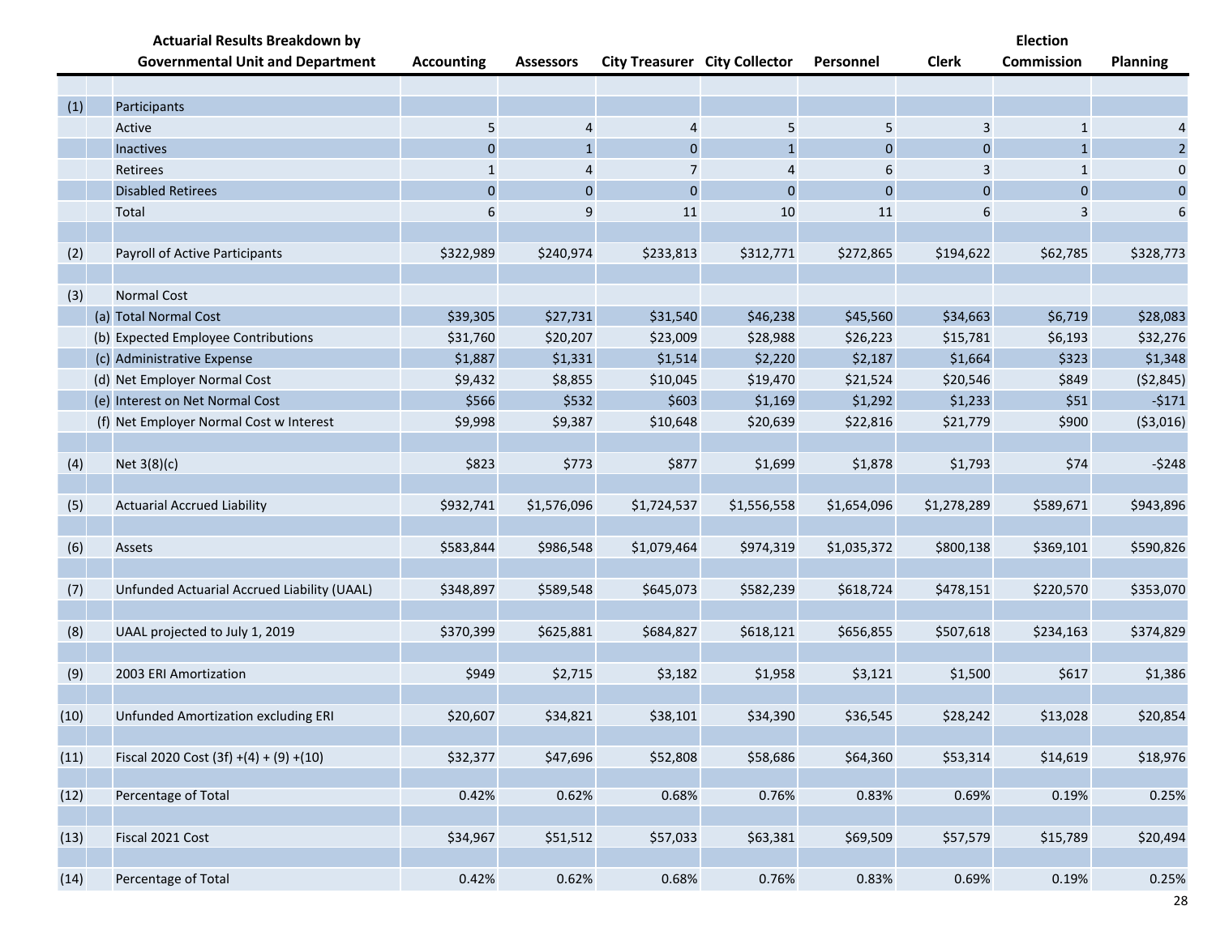| | | Actuarial Results Breakdown by Governmental Unit and Department | Accounting | Assessors | City Treasurer | City Collector | Personnel | Clerk | Election Commission | Planning |
|---|---|---|---|---|---|---|---|---|---|---|
| (1) | | Participants | | | | | | | | |
| | | Active | 5 | 4 | 4 | 5 | 5 | 3 | 1 | 4 |
| | | Inactives | 0 | 1 | 0 | 1 | 0 | 0 | 1 | 2 |
| | | Retirees | 1 | 4 | 7 | 4 | 6 | 3 | 1 | 0 |
| | | Disabled Retirees | 0 | 0 | 0 | 0 | 0 | 0 | 0 | 0 |
| | | Total | 6 | 9 | 11 | 10 | 11 | 6 | 3 | 6 |
| (2) | | Payroll of Active Participants | $322,989 | $240,974 | $233,813 | $312,771 | $272,865 | $194,622 | $62,785 | $328,773 |
| (3) | | Normal Cost | | | | | | | | |
| | (a) | Total Normal Cost | $39,305 | $27,731 | $31,540 | $46,238 | $45,560 | $34,663 | $6,719 | $28,083 |
| | (b) | Expected Employee Contributions | $31,760 | $20,207 | $23,009 | $28,988 | $26,223 | $15,781 | $6,193 | $32,276 |
| | (c) | Administrative Expense | $1,887 | $1,331 | $1,514 | $2,220 | $2,187 | $1,664 | $323 | $1,348 |
| | (d) | Net Employer Normal Cost | $9,432 | $8,855 | $10,045 | $19,470 | $21,524 | $20,546 | $849 | ($2,845) |
| | (e) | Interest on Net Normal Cost | $566 | $532 | $603 | $1,169 | $1,292 | $1,233 | $51 | -$171 |
| | (f) | Net Employer Normal Cost w Interest | $9,998 | $9,387 | $10,648 | $20,639 | $22,816 | $21,779 | $900 | ($3,016) |
| (4) | | Net 3(8)(c) | $823 | $773 | $877 | $1,699 | $1,878 | $1,793 | $74 | -$248 |
| (5) | | Actuarial Accrued Liability | $932,741 | $1,576,096 | $1,724,537 | $1,556,558 | $1,654,096 | $1,278,289 | $589,671 | $943,896 |
| (6) | | Assets | $583,844 | $986,548 | $1,079,464 | $974,319 | $1,035,372 | $800,138 | $369,101 | $590,826 |
| (7) | | Unfunded Actuarial Accrued Liability (UAAL) | $348,897 | $589,548 | $645,073 | $582,239 | $618,724 | $478,151 | $220,570 | $353,070 |
| (8) | | UAAL projected to July 1, 2019 | $370,399 | $625,881 | $684,827 | $618,121 | $656,855 | $507,618 | $234,163 | $374,829 |
| (9) | | 2003 ERI Amortization | $949 | $2,715 | $3,182 | $1,958 | $3,121 | $1,500 | $617 | $1,386 |
| (10) | | Unfunded Amortization excluding ERI | $20,607 | $34,821 | $38,101 | $34,390 | $36,545 | $28,242 | $13,028 | $20,854 |
| (11) | | Fiscal 2020 Cost (3f) +(4) + (9) +(10) | $32,377 | $47,696 | $52,808 | $58,686 | $64,360 | $53,314 | $14,619 | $18,976 |
| (12) | | Percentage of Total | 0.42% | 0.62% | 0.68% | 0.76% | 0.83% | 0.69% | 0.19% | 0.25% |
| (13) | | Fiscal 2021 Cost | $34,967 | $51,512 | $57,033 | $63,381 | $69,509 | $57,579 | $15,789 | $20,494 |
| (14) | | Percentage of Total | 0.42% | 0.62% | 0.68% | 0.76% | 0.83% | 0.69% | 0.19% | 0.25% |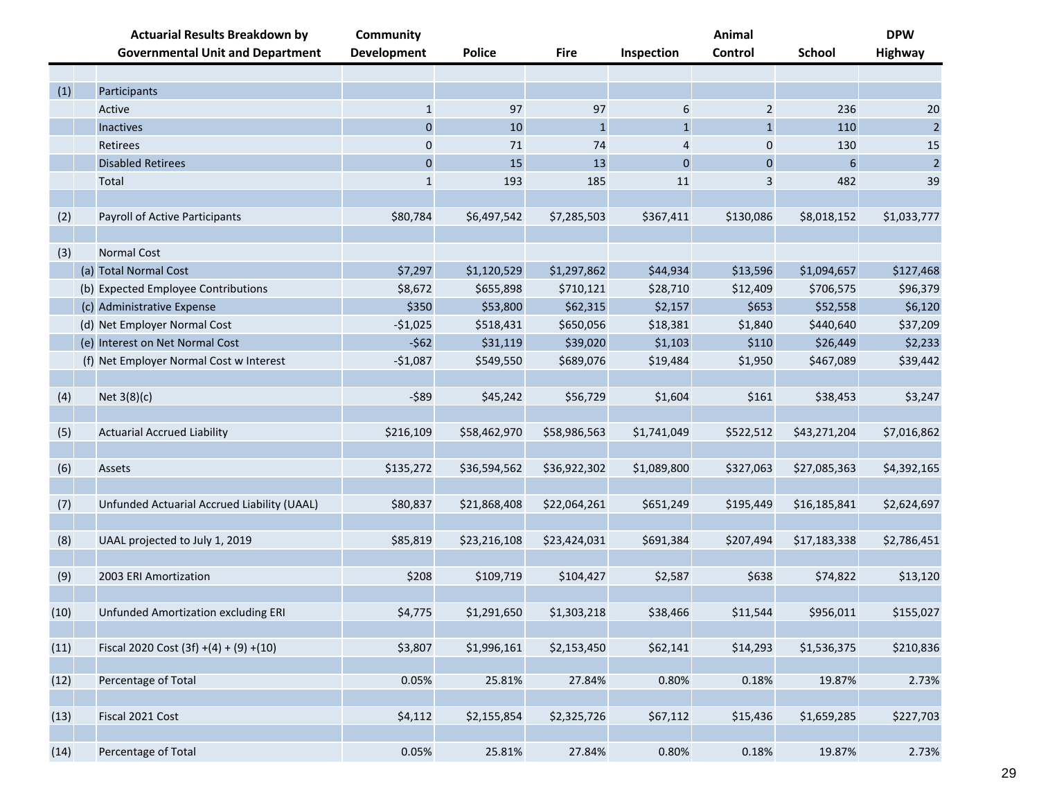| | | Actuarial Results Breakdown by Governmental Unit and Department | Community Development | Police | Fire | Inspection | Animal Control | School | DPW Highway |
|---|---|---|---|---|---|---|---|---|---|
| (1) | | Participants | | | | | | | |
| | | Active | 1 | 97 | 97 | 6 | 2 | 236 | 20 |
| | | Inactives | 0 | 10 | 1 | 1 | 1 | 110 | 2 |
| | | Retirees | 0 | 71 | 74 | 4 | 0 | 130 | 15 |
| | | Disabled Retirees | 0 | 15 | 13 | 0 | 0 | 6 | 2 |
| | | Total | 1 | 193 | 185 | 11 | 3 | 482 | 39 |
| (2) | | Payroll of Active Participants | $80,784 | $6,497,542 | $7,285,503 | $367,411 | $130,086 | $8,018,152 | $1,033,777 |
| (3) | | Normal Cost | | | | | | | |
| | (a) | Total Normal Cost | $7,297 | $1,120,529 | $1,297,862 | $44,934 | $13,596 | $1,094,657 | $127,468 |
| | (b) | Expected Employee Contributions | $8,672 | $655,898 | $710,121 | $28,710 | $12,409 | $706,575 | $96,379 |
| | (c) | Administrative Expense | $350 | $53,800 | $62,315 | $2,157 | $653 | $52,558 | $6,120 |
| | (d) | Net Employer Normal Cost | -$1,025 | $518,431 | $650,056 | $18,381 | $1,840 | $440,640 | $37,209 |
| | (e) | Interest on Net Normal Cost | -$62 | $31,119 | $39,020 | $1,103 | $110 | $26,449 | $2,233 |
| | (f) | Net Employer Normal Cost w Interest | -$1,087 | $549,550 | $689,076 | $19,484 | $1,950 | $467,089 | $39,442 |
| (4) | | Net 3(8)(c) | -$89 | $45,242 | $56,729 | $1,604 | $161 | $38,453 | $3,247 |
| (5) | | Actuarial Accrued Liability | $216,109 | $58,462,970 | $58,986,563 | $1,741,049 | $522,512 | $43,271,204 | $7,016,862 |
| (6) | | Assets | $135,272 | $36,594,562 | $36,922,302 | $1,089,800 | $327,063 | $27,085,363 | $4,392,165 |
| (7) | | Unfunded Actuarial Accrued Liability (UAAL) | $80,837 | $21,868,408 | $22,064,261 | $651,249 | $195,449 | $16,185,841 | $2,624,697 |
| (8) | | UAAL projected to July 1, 2019 | $85,819 | $23,216,108 | $23,424,031 | $691,384 | $207,494 | $17,183,338 | $2,786,451 |
| (9) | | 2003 ERI Amortization | $208 | $109,719 | $104,427 | $2,587 | $638 | $74,822 | $13,120 |
| (10) | | Unfunded Amortization excluding ERI | $4,775 | $1,291,650 | $1,303,218 | $38,466 | $11,544 | $956,011 | $155,027 |
| (11) | | Fiscal 2020 Cost (3f) +(4) + (9) +(10) | $3,807 | $1,996,161 | $2,153,450 | $62,141 | $14,293 | $1,536,375 | $210,836 |
| (12) | | Percentage of Total | 0.05% | 25.81% | 27.84% | 0.80% | 0.18% | 19.87% | 2.73% |
| (13) | | Fiscal 2021 Cost | $4,112 | $2,155,854 | $2,325,726 | $67,112 | $15,436 | $1,659,285 | $227,703 |
| (14) | | Percentage of Total | 0.05% | 25.81% | 27.84% | 0.80% | 0.18% | 19.87% | 2.73% |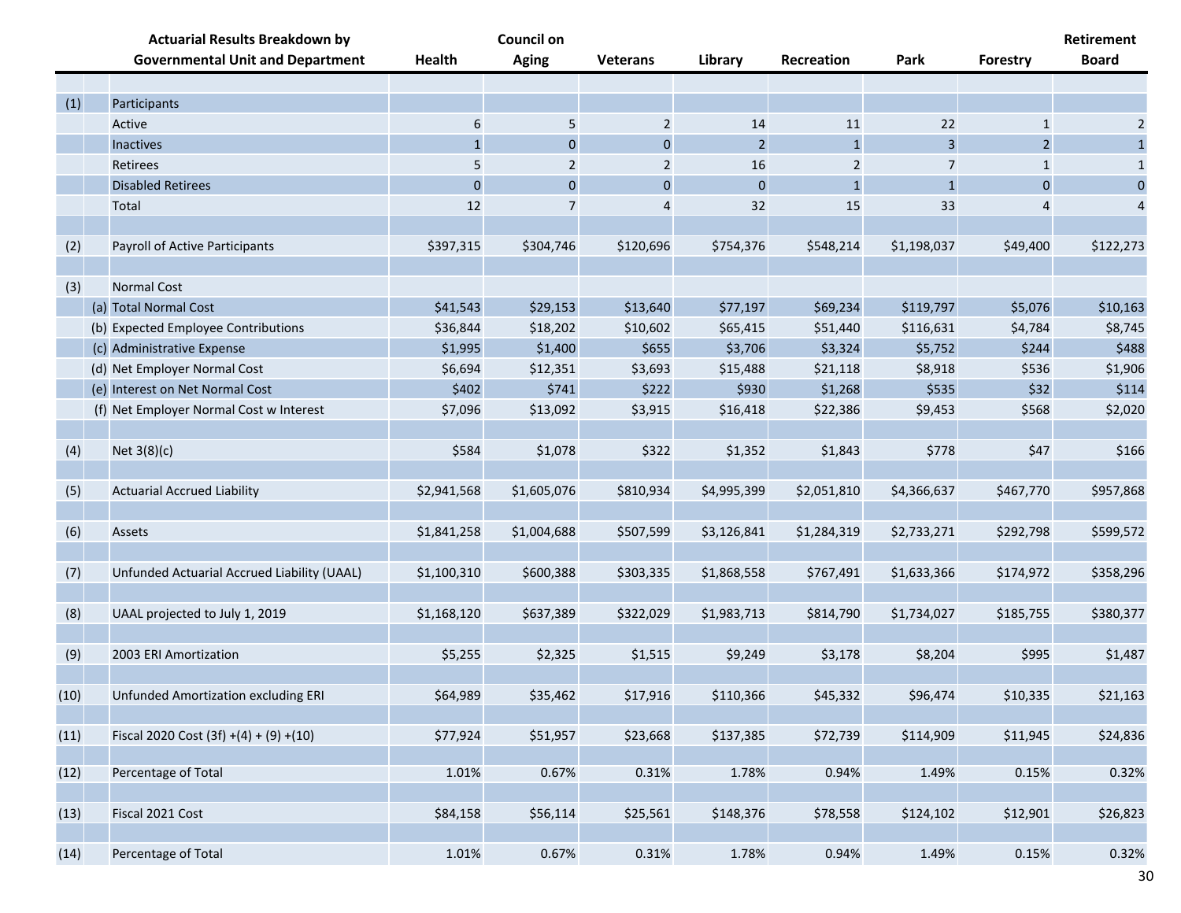| | | Actuarial Results Breakdown by Governmental Unit and Department | Health | Council on Aging | Veterans | Library | Recreation | Park | Forestry | Retirement Board |
|---|---|---|---|---|---|---|---|---|---|---|
| (1) | | Participants | | | | | | | | |
| | | Active | 6 | 5 | 2 | 14 | 11 | 22 | 1 | 2 |
| | | Inactives | 1 | 0 | 0 | 2 | 1 | 3 | 2 | 1 |
| | | Retirees | 5 | 2 | 2 | 16 | 2 | 7 | 1 | 1 |
| | | Disabled Retirees | 0 | 0 | 0 | 0 | 1 | 1 | 0 | 0 |
| | | Total | 12 | 7 | 4 | 32 | 15 | 33 | 4 | 4 |
| (2) | | Payroll of Active Participants | $397,315 | $304,746 | $120,696 | $754,376 | $548,214 | $1,198,037 | $49,400 | $122,273 |
| (3) | | Normal Cost | | | | | | | | |
| | (a) | Total Normal Cost | $41,543 | $29,153 | $13,640 | $77,197 | $69,234 | $119,797 | $5,076 | $10,163 |
| | (b) | Expected Employee Contributions | $36,844 | $18,202 | $10,602 | $65,415 | $51,440 | $116,631 | $4,784 | $8,745 |
| | (c) | Administrative Expense | $1,995 | $1,400 | $655 | $3,706 | $3,324 | $5,752 | $244 | $488 |
| | (d) | Net Employer Normal Cost | $6,694 | $12,351 | $3,693 | $15,488 | $21,118 | $8,918 | $536 | $1,906 |
| | (e) | Interest on Net Normal Cost | $402 | $741 | $222 | $930 | $1,268 | $535 | $32 | $114 |
| | (f) | Net Employer Normal Cost w Interest | $7,096 | $13,092 | $3,915 | $16,418 | $22,386 | $9,453 | $568 | $2,020 |
| (4) | | Net 3(8)(c) | $584 | $1,078 | $322 | $1,352 | $1,843 | $778 | $47 | $166 |
| (5) | | Actuarial Accrued Liability | $2,941,568 | $1,605,076 | $810,934 | $4,995,399 | $2,051,810 | $4,366,637 | $467,770 | $957,868 |
| (6) | | Assets | $1,841,258 | $1,004,688 | $507,599 | $3,126,841 | $1,284,319 | $2,733,271 | $292,798 | $599,572 |
| (7) | | Unfunded Actuarial Accrued Liability (UAAL) | $1,100,310 | $600,388 | $303,335 | $1,868,558 | $767,491 | $1,633,366 | $174,972 | $358,296 |
| (8) | | UAAL projected to July 1, 2019 | $1,168,120 | $637,389 | $322,029 | $1,983,713 | $814,790 | $1,734,027 | $185,755 | $380,377 |
| (9) | | 2003 ERI Amortization | $5,255 | $2,325 | $1,515 | $9,249 | $3,178 | $8,204 | $995 | $1,487 |
| (10) | | Unfunded Amortization excluding ERI | $64,989 | $35,462 | $17,916 | $110,366 | $45,332 | $96,474 | $10,335 | $21,163 |
| (11) | | Fiscal 2020 Cost (3f) +(4) + (9) +(10) | $77,924 | $51,957 | $23,668 | $137,385 | $72,739 | $114,909 | $11,945 | $24,836 |
| (12) | | Percentage of Total | 1.01% | 0.67% | 0.31% | 1.78% | 0.94% | 1.49% | 0.15% | 0.32% |
| (13) | | Fiscal 2021 Cost | $84,158 | $56,114 | $25,561 | $148,376 | $78,558 | $124,102 | $12,901 | $26,823 |
| (14) | | Percentage of Total | 1.01% | 0.67% | 0.31% | 1.78% | 0.94% | 1.49% | 0.15% | 0.32% |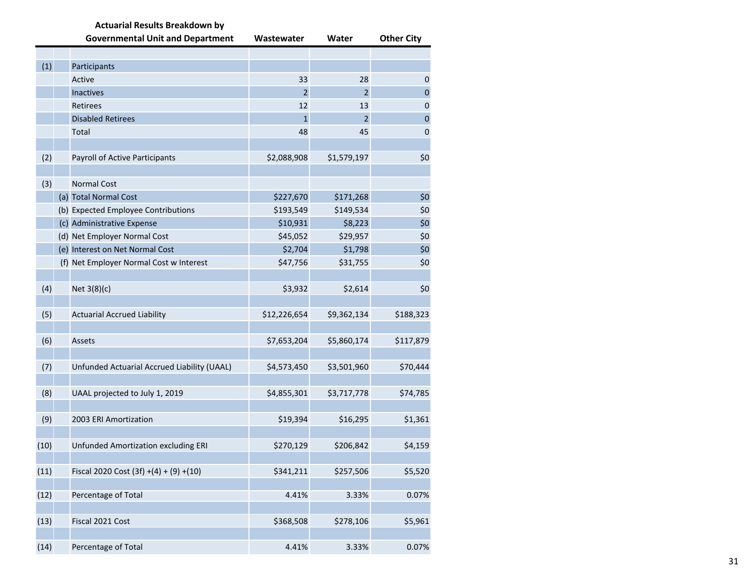| | | Actuarial Results Breakdown by Governmental Unit and Department | Wastewater | Water | Other City |
|---|---|---|---|---|---|
| (1) | | Participants | | | |
| | | Active | 33 | 28 | 0 |
| | | Inactives | 2 | 2 | 0 |
| | | Retirees | 12 | 13 | 0 |
| | | Disabled Retirees | 1 | 2 | 0 |
| | | Total | 48 | 45 | 0 |
| (2) | | Payroll of Active Participants | $2,088,908 | $1,579,197 | $0 |
| (3) | | Normal Cost | | | |
| | (a) | Total Normal Cost | $227,670 | $171,268 | $0 |
| | (b) | Expected Employee Contributions | $193,549 | $149,534 | $0 |
| | (c) | Administrative Expense | $10,931 | $8,223 | $0 |
| | (d) | Net Employer Normal Cost | $45,052 | $29,957 | $0 |
| | (e) | Interest on Net Normal Cost | $2,704 | $1,798 | $0 |
| | (f) | Net Employer Normal Cost w Interest | $47,756 | $31,755 | $0 |
| (4) | | Net 3(8)(c) | $3,932 | $2,614 | $0 |
| (5) | | Actuarial Accrued Liability | $12,226,654 | $9,362,134 | $188,323 |
| (6) | | Assets | $7,653,204 | $5,860,174 | $117,879 |
| (7) | | Unfunded Actuarial Accrued Liability (UAAL) | $4,573,450 | $3,501,960 | $70,444 |
| (8) | | UAAL projected to July 1, 2019 | $4,855,301 | $3,717,778 | $74,785 |
| (9) | | 2003 ERI Amortization | $19,394 | $16,295 | $1,361 |
| (10) | | Unfunded Amortization excluding ERI | $270,129 | $206,842 | $4,159 |
| (11) | | Fiscal 2020 Cost (3f) +(4) + (9) +(10) | $341,211 | $257,506 | $5,520 |
| (12) | | Percentage of Total | 4.41% | 3.33% | 0.07% |
| (13) | | Fiscal 2021 Cost | $368,508 | $278,106 | $5,961 |
| (14) | | Percentage of Total | 4.41% | 3.33% | 0.07% |